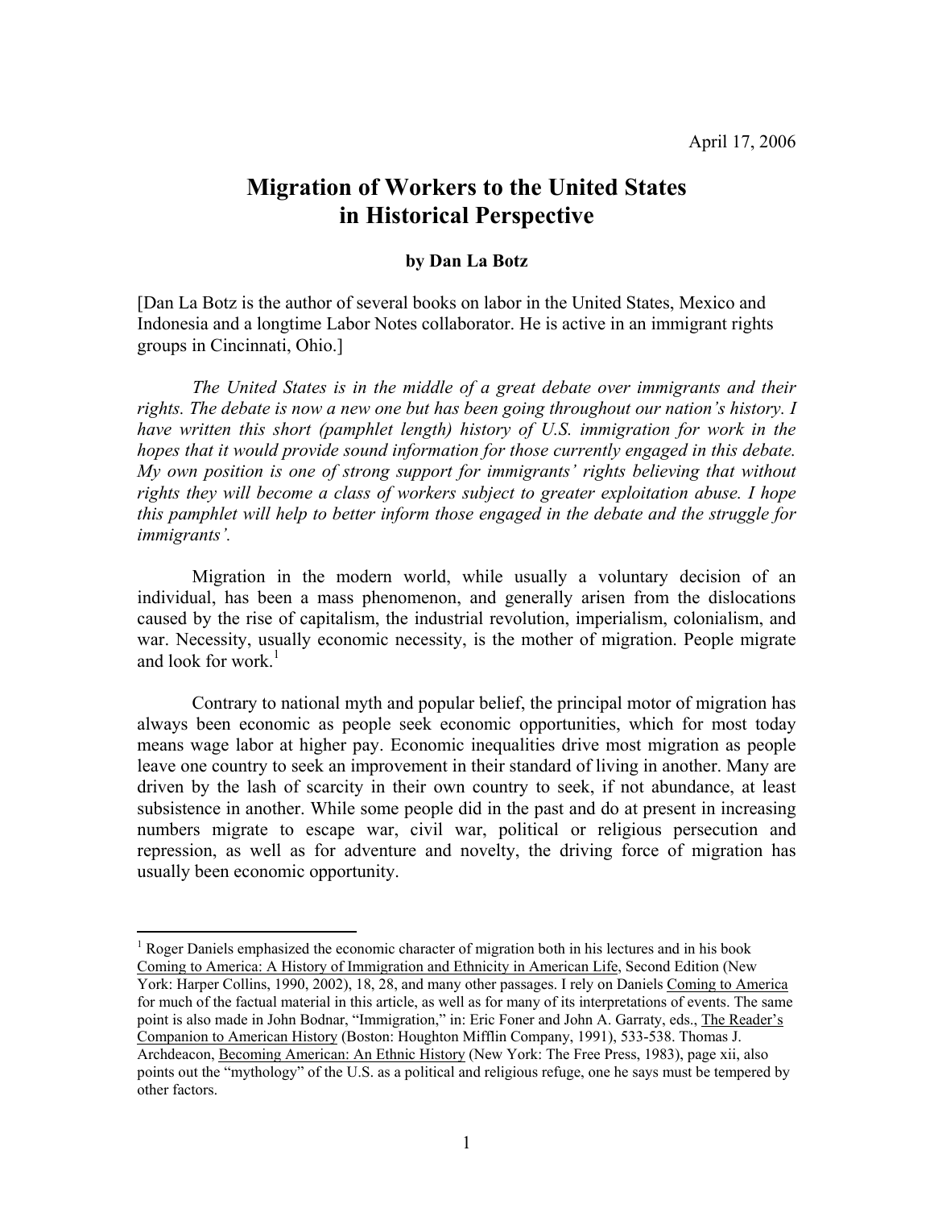April 17, 2006

# Migration of Workers to the United States in Historical Perspective

**by Dan La Botz**

[Dan La Botz is the author of several books on labor in the United States, Mexico and Indonesia and a longtime Labor Notes collaborator. He is active in an immigrant rights groups in Cincinnati, Ohio.]

*The United States is in the middle of a great debate over immigrants and their rights. The debate is now a new one but has been going throughout our nation's history. I have written this short (pamphlet length) history of U.S. immigration for work in the hopes that it would provide sound information for those currently engaged in this debate. My own position is one of strong support for immigrants' rights believing that without rights they will become a class of workers subject to greater exploitation abuse. I hope this pamphlet will help to better inform those engaged in the debate and the struggle for immigrants'.*

Migration in the modern world, while usually a voluntary decision of an individual, has been a mass phenomenon, and generally arisen from the dislocations caused by the rise of capitalism, the industrial revolution, imperialism, colonialism, and war. Necessity, usually economic necessity, is the mother of migration. People migrate and look for work.[1]

Contrary to national myth and popular belief, the principal motor of migration has always been economic as people seek economic opportunities, which for most today means wage labor at higher pay. Economic inequalities drive most migration as people leave one country to seek an improvement in their standard of living in another. Many are driven by the lash of scarcity in their own country to seek, if not abundance, at least subsistence in another. While some people did in the past and do at present in increasing numbers migrate to escape war, civil war, political or religious persecution and repression, as well as for adventure and novelty, the driving force of migration has usually been economic opportunity.

---

[1] Roger Daniels emphasized the economic character of migration both in his lectures and in his book Coming to America: A History of Immigration and Ethnicity in American Life, Second Edition (New York: Harper Collins, 1990, 2002), 18, 28, and many other passages. I rely on Daniels Coming to America for much of the factual material in this article, as well as for many of its interpretations of events. The same point is also made in John Bodnar, "Immigration," in: Eric Foner and John A. Garraty, eds., The Reader's Companion to American History (Boston: Houghton Mifflin Company, 1991), 533-538. Thomas J. Archdeacon, Becoming American: An Ethnic History (New York: The Free Press, 1983), page xii, also points out the "mythology" of the U.S. as a political and religious refuge, one he says must be tempered by other factors.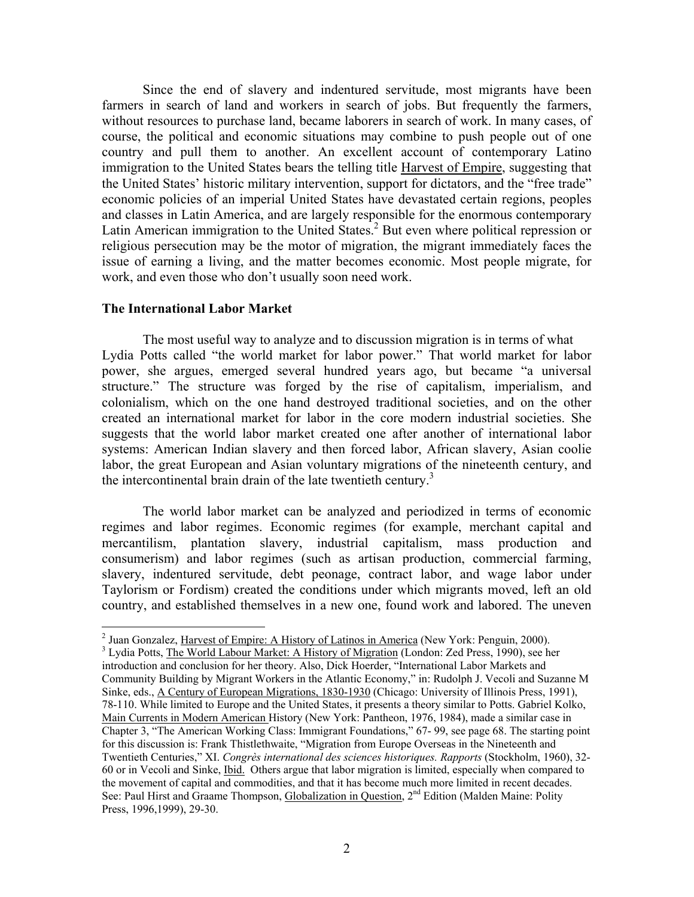Since the end of slavery and indentured servitude, most migrants have been farmers in search of land and workers in search of jobs. But frequently the farmers, without resources to purchase land, became laborers in search of work. In many cases, of course, the political and economic situations may combine to push people out of one country and pull them to another. An excellent account of contemporary Latino immigration to the United States bears the telling title Harvest of Empire, suggesting that the United States' historic military intervention, support for dictators, and the "free trade" economic policies of an imperial United States have devastated certain regions, peoples and classes in Latin America, and are largely responsible for the enormous contemporary Latin American immigration to the United States.[2] But even where political repression or religious persecution may be the motor of migration, the migrant immediately faces the issue of earning a living, and the matter becomes economic. Most people migrate, for work, and even those who don't usually soon need work.

**The International Labor Market**

The most useful way to analyze and to discussion migration is in terms of what Lydia Potts called "the world market for labor power." That world market for labor power, she argues, emerged several hundred years ago, but became "a universal structure." The structure was forged by the rise of capitalism, imperialism, and colonialism, which on the one hand destroyed traditional societies, and on the other created an international market for labor in the core modern industrial societies. She suggests that the world labor market created one after another of international labor systems: American Indian slavery and then forced labor, African slavery, Asian coolie labor, the great European and Asian voluntary migrations of the nineteenth century, and the intercontinental brain drain of the late twentieth century.[3]

The world labor market can be analyzed and periodized in terms of economic regimes and labor regimes. Economic regimes (for example, merchant capital and mercantilism, plantation slavery, industrial capitalism, mass production and consumerism) and labor regimes (such as artisan production, commercial farming, slavery, indentured servitude, debt peonage, contract labor, and wage labor under Taylorism or Fordism) created the conditions under which migrants moved, left an old country, and established themselves in a new one, found work and labored. The uneven

---

[2] Juan Gonzalez, Harvest of Empire: A History of Latinos in America (New York: Penguin, 2000).

[3] Lydia Potts, The World Labour Market: A History of Migration (London: Zed Press, 1990), see her introduction and conclusion for her theory. Also, Dick Hoerder, "International Labor Markets and Community Building by Migrant Workers in the Atlantic Economy," in: Rudolph J. Vecoli and Suzanne M Sinke, eds., A Century of European Migrations, 1830-1930 (Chicago: University of Illinois Press, 1991), 78-110. While limited to Europe and the United States, it presents a theory similar to Potts. Gabriel Kolko, Main Currents in Modern American History (New York: Pantheon, 1976, 1984), made a similar case in Chapter 3, "The American Working Class: Immigrant Foundations," 67- 99, see page 68. The starting point for this discussion is: Frank Thistlethwaite, "Migration from Europe Overseas in the Nineteenth and Twentieth Centuries," XI. *Congrès international des sciences historiques. Rapports* (Stockholm, 1960), 32-60 or in Vecoli and Sinke, Ibid. Others argue that labor migration is limited, especially when compared to the movement of capital and commodities, and that it has become much more limited in recent decades. See: Paul Hirst and Graame Thompson, Globalization in Question, 2nd Edition (Malden Maine: Polity Press, 1996,1999), 29-30.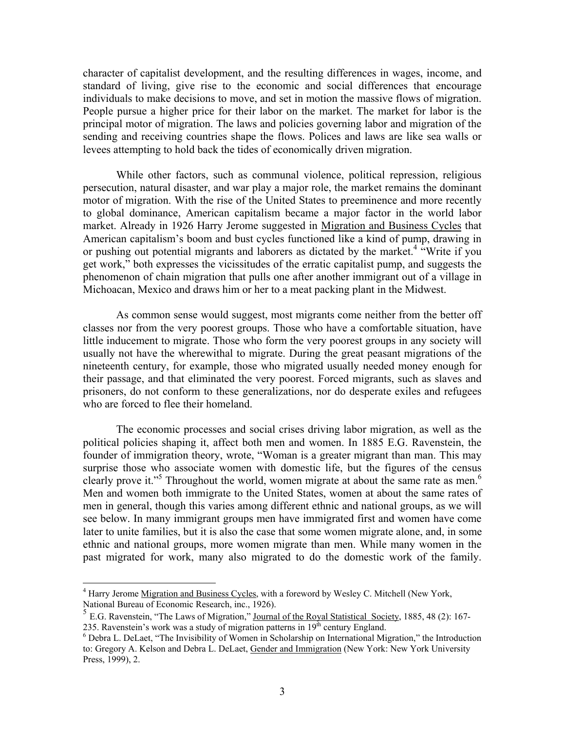character of capitalist development, and the resulting differences in wages, income, and standard of living, give rise to the economic and social differences that encourage individuals to make decisions to move, and set in motion the massive flows of migration. People pursue a higher price for their labor on the market. The market for labor is the principal motor of migration. The laws and policies governing labor and migration of the sending and receiving countries shape the flows. Polices and laws are like sea walls or levees attempting to hold back the tides of economically driven migration.

While other factors, such as communal violence, political repression, religious persecution, natural disaster, and war play a major role, the market remains the dominant motor of migration. With the rise of the United States to preeminence and more recently to global dominance, American capitalism became a major factor in the world labor market. Already in 1926 Harry Jerome suggested in Migration and Business Cycles that American capitalism's boom and bust cycles functioned like a kind of pump, drawing in or pushing out potential migrants and laborers as dictated by the market.[4] "Write if you get work," both expresses the vicissitudes of the erratic capitalist pump, and suggests the phenomenon of chain migration that pulls one after another immigrant out of a village in Michoacan, Mexico and draws him or her to a meat packing plant in the Midwest.

As common sense would suggest, most migrants come neither from the better off classes nor from the very poorest groups. Those who have a comfortable situation, have little inducement to migrate. Those who form the very poorest groups in any society will usually not have the wherewithal to migrate. During the great peasant migrations of the nineteenth century, for example, those who migrated usually needed money enough for their passage, and that eliminated the very poorest. Forced migrants, such as slaves and prisoners, do not conform to these generalizations, nor do desperate exiles and refugees who are forced to flee their homeland.

The economic processes and social crises driving labor migration, as well as the political policies shaping it, affect both men and women. In 1885 E.G. Ravenstein, the founder of immigration theory, wrote, "Woman is a greater migrant than man. This may surprise those who associate women with domestic life, but the figures of the census clearly prove it."[5] Throughout the world, women migrate at about the same rate as men.[6] Men and women both immigrate to the United States, women at about the same rates of men in general, though this varies among different ethnic and national groups, as we will see below. In many immigrant groups men have immigrated first and women have come later to unite families, but it is also the case that some women migrate alone, and, in some ethnic and national groups, more women migrate than men. While many women in the past migrated for work, many also migrated to do the domestic work of the family.

---

[4] Harry Jerome Migration and Business Cycles, with a foreword by Wesley C. Mitchell (New York, National Bureau of Economic Research, inc., 1926).

[5] E.G. Ravenstein, "The Laws of Migration," Journal of the Royal Statistical Society, 1885, 48 (2): 167-235. Ravenstein's work was a study of migration patterns in 19th century England.

[6] Debra L. DeLaet, "The Invisibility of Women in Scholarship on International Migration," the Introduction to: Gregory A. Kelson and Debra L. DeLaet, Gender and Immigration (New York: New York University Press, 1999), 2.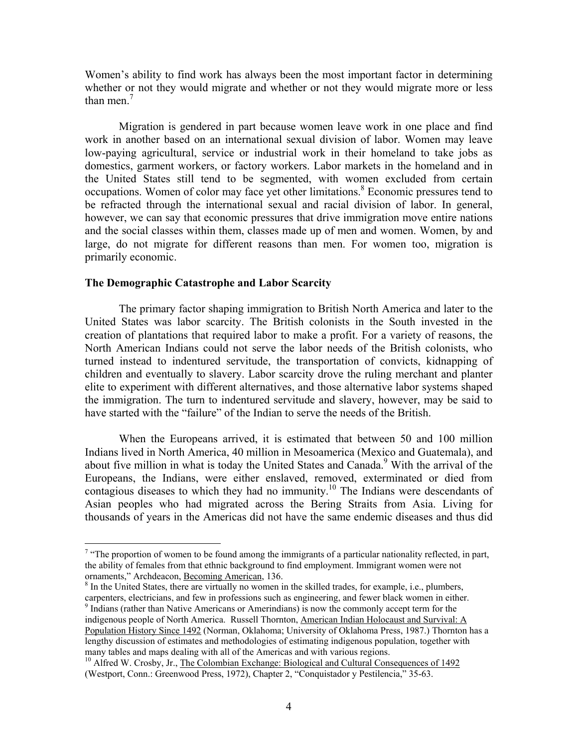Women's ability to find work has always been the most important factor in determining whether or not they would migrate and whether or not they would migrate more or less than men.[7]

Migration is gendered in part because women leave work in one place and find work in another based on an international sexual division of labor. Women may leave low-paying agricultural, service or industrial work in their homeland to take jobs as domestics, garment workers, or factory workers. Labor markets in the homeland and in the United States still tend to be segmented, with women excluded from certain occupations. Women of color may face yet other limitations.[8] Economic pressures tend to be refracted through the international sexual and racial division of labor. In general, however, we can say that economic pressures that drive immigration move entire nations and the social classes within them, classes made up of men and women. Women, by and large, do not migrate for different reasons than men. For women too, migration is primarily economic.

### The Demographic Catastrophe and Labor Scarcity

The primary factor shaping immigration to British North America and later to the United States was labor scarcity. The British colonists in the South invested in the creation of plantations that required labor to make a profit. For a variety of reasons, the North American Indians could not serve the labor needs of the British colonists, who turned instead to indentured servitude, the transportation of convicts, kidnapping of children and eventually to slavery. Labor scarcity drove the ruling merchant and planter elite to experiment with different alternatives, and those alternative labor systems shaped the immigration. The turn to indentured servitude and slavery, however, may be said to have started with the "failure" of the Indian to serve the needs of the British.

When the Europeans arrived, it is estimated that between 50 and 100 million Indians lived in North America, 40 million in Mesoamerica (Mexico and Guatemala), and about five million in what is today the United States and Canada.[9] With the arrival of the Europeans, the Indians, were either enslaved, removed, exterminated or died from contagious diseases to which they had no immunity.[10] The Indians were descendants of Asian peoples who had migrated across the Bering Straits from Asia. Living for thousands of years in the Americas did not have the same endemic diseases and thus did

---

[7] "The proportion of women to be found among the immigrants of a particular nationality reflected, in part, the ability of females from that ethnic background to find employment. Immigrant women were not ornaments," Archdeacon, Becoming American, 136.

[8] In the United States, there are virtually no women in the skilled trades, for example, i.e., plumbers, carpenters, electricians, and few in professions such as engineering, and fewer black women in either.

[9] Indians (rather than Native Americans or Amerindians) is now the commonly accept term for the indigenous people of North America. Russell Thornton, American Indian Holocaust and Survival: A Population History Since 1492 (Norman, Oklahoma; University of Oklahoma Press, 1987.) Thornton has a lengthy discussion of estimates and methodologies of estimating indigenous population, together with many tables and maps dealing with all of the Americas and with various regions.

[10] Alfred W. Crosby, Jr., The Colombian Exchange: Biological and Cultural Consequences of 1492 (Westport, Conn.: Greenwood Press, 1972), Chapter 2, "Conquistador y Pestilencia," 35-63.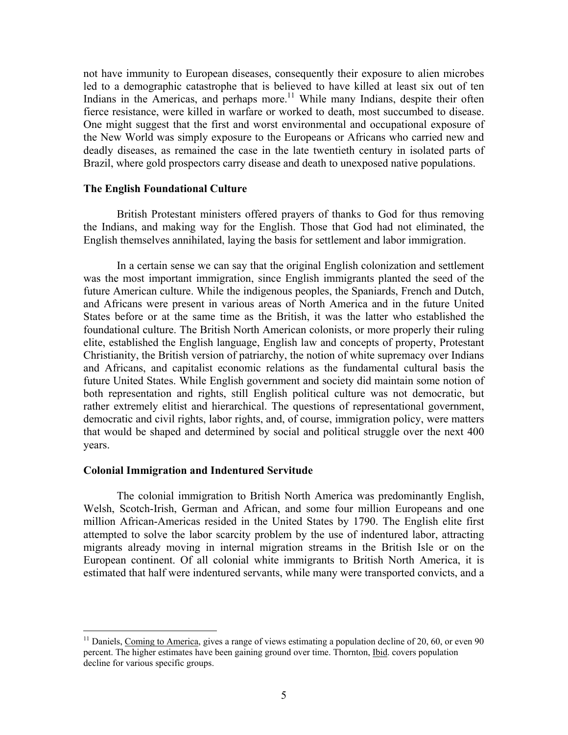not have immunity to European diseases, consequently their exposure to alien microbes led to a demographic catastrophe that is believed to have killed at least six out of ten Indians in the Americas, and perhaps more.[11] While many Indians, despite their often fierce resistance, were killed in warfare or worked to death, most succumbed to disease. One might suggest that the first and worst environmental and occupational exposure of the New World was simply exposure to the Europeans or Africans who carried new and deadly diseases, as remained the case in the late twentieth century in isolated parts of Brazil, where gold prospectors carry disease and death to unexposed native populations.

### The English Foundational Culture

British Protestant ministers offered prayers of thanks to God for thus removing the Indians, and making way for the English. Those that God had not eliminated, the English themselves annihilated, laying the basis for settlement and labor immigration.

In a certain sense we can say that the original English colonization and settlement was the most important immigration, since English immigrants planted the seed of the future American culture. While the indigenous peoples, the Spaniards, French and Dutch, and Africans were present in various areas of North America and in the future United States before or at the same time as the British, it was the latter who established the foundational culture. The British North American colonists, or more properly their ruling elite, established the English language, English law and concepts of property, Protestant Christianity, the British version of patriarchy, the notion of white supremacy over Indians and Africans, and capitalist economic relations as the fundamental cultural basis the future United States. While English government and society did maintain some notion of both representation and rights, still English political culture was not democratic, but rather extremely elitist and hierarchical. The questions of representational government, democratic and civil rights, labor rights, and, of course, immigration policy, were matters that would be shaped and determined by social and political struggle over the next 400 years.

### Colonial Immigration and Indentured Servitude

The colonial immigration to British North America was predominantly English, Welsh, Scotch-Irish, German and African, and some four million Europeans and one million African-Americas resided in the United States by 1790. The English elite first attempted to solve the labor scarcity problem by the use of indentured labor, attracting migrants already moving in internal migration streams in the British Isle or on the European continent. Of all colonial white immigrants to British North America, it is estimated that half were indentured servants, while many were transported convicts, and a

---

[11] Daniels, Coming to America, gives a range of views estimating a population decline of 20, 60, or even 90 percent. The higher estimates have been gaining ground over time. Thornton, Ibid. covers population decline for various specific groups.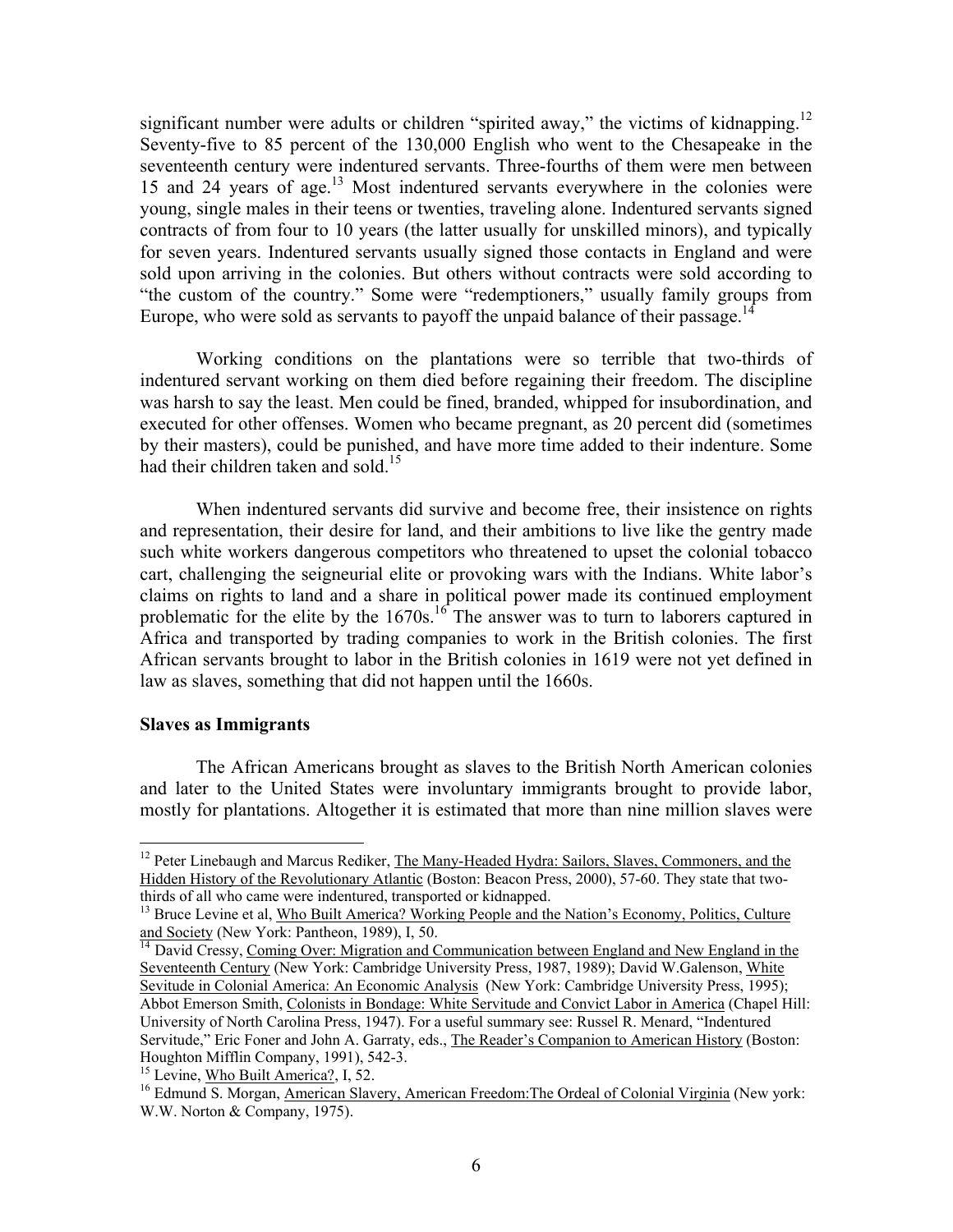significant number were adults or children "spirited away," the victims of kidnapping.[12] Seventy-five to 85 percent of the 130,000 English who went to the Chesapeake in the seventeenth century were indentured servants. Three-fourths of them were men between 15 and 24 years of age.[13] Most indentured servants everywhere in the colonies were young, single males in their teens or twenties, traveling alone. Indentured servants signed contracts of from four to 10 years (the latter usually for unskilled minors), and typically for seven years. Indentured servants usually signed those contacts in England and were sold upon arriving in the colonies. But others without contracts were sold according to "the custom of the country." Some were "redemptioners," usually family groups from Europe, who were sold as servants to payoff the unpaid balance of their passage.[14]

Working conditions on the plantations were so terrible that two-thirds of indentured servant working on them died before regaining their freedom. The discipline was harsh to say the least. Men could be fined, branded, whipped for insubordination, and executed for other offenses. Women who became pregnant, as 20 percent did (sometimes by their masters), could be punished, and have more time added to their indenture. Some had their children taken and sold.[15]

When indentured servants did survive and become free, their insistence on rights and representation, their desire for land, and their ambitions to live like the gentry made such white workers dangerous competitors who threatened to upset the colonial tobacco cart, challenging the seigneurial elite or provoking wars with the Indians. White labor's claims on rights to land and a share in political power made its continued employment problematic for the elite by the 1670s.[16] The answer was to turn to laborers captured in Africa and transported by trading companies to work in the British colonies. The first African servants brought to labor in the British colonies in 1619 were not yet defined in law as slaves, something that did not happen until the 1660s.

**Slaves as Immigrants**

The African Americans brought as slaves to the British North American colonies and later to the United States were involuntary immigrants brought to provide labor, mostly for plantations. Altogether it is estimated that more than nine million slaves were

---

[12] Peter Linebaugh and Marcus Rediker, The Many-Headed Hydra: Sailors, Slaves, Commoners, and the Hidden History of the Revolutionary Atlantic (Boston: Beacon Press, 2000), 57-60. They state that two-thirds of all who came were indentured, transported or kidnapped.

[13] Bruce Levine et al, Who Built America? Working People and the Nation's Economy, Politics, Culture and Society (New York: Pantheon, 1989), I, 50.

[14] David Cressy, Coming Over: Migration and Communication between England and New England in the Seventeenth Century (New York: Cambridge University Press, 1987, 1989); David W.Galenson, White Sevitude in Colonial America: An Economic Analysis (New York: Cambridge University Press, 1995); Abbot Emerson Smith, Colonists in Bondage: White Servitude and Convict Labor in America (Chapel Hill: University of North Carolina Press, 1947). For a useful summary see: Russel R. Menard, "Indentured Servitude," Eric Foner and John A. Garraty, eds., The Reader's Companion to American History (Boston: Houghton Mifflin Company, 1991), 542-3.

[15] Levine, Who Built America?, I, 52.

[16] Edmund S. Morgan, American Slavery, American Freedom:The Ordeal of Colonial Virginia (New york: W.W. Norton & Company, 1975).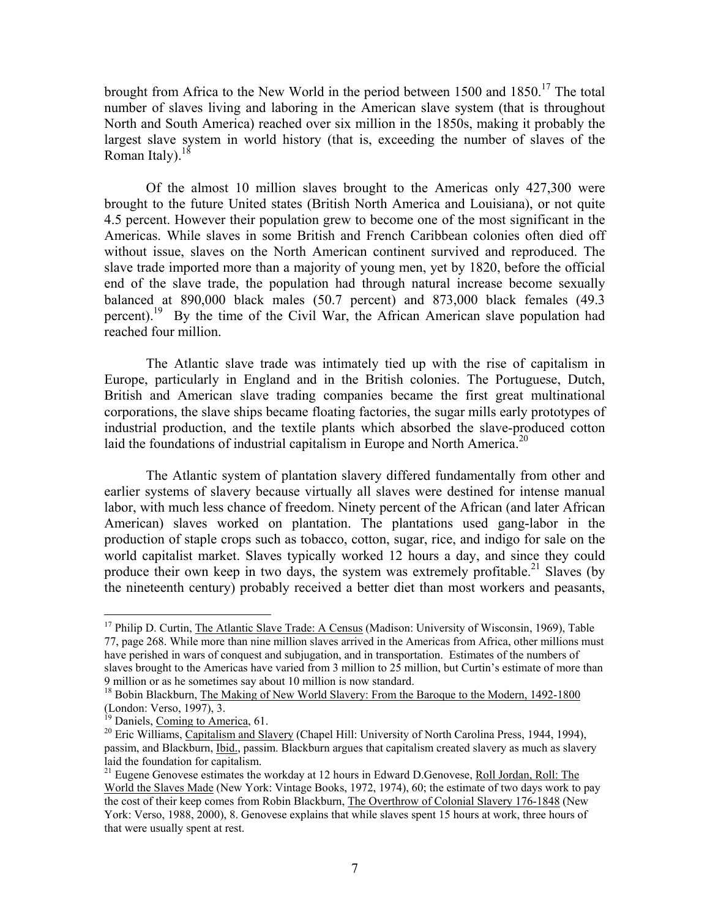brought from Africa to the New World in the period between 1500 and 1850.[17] The total number of slaves living and laboring in the American slave system (that is throughout North and South America) reached over six million in the 1850s, making it probably the largest slave system in world history (that is, exceeding the number of slaves of the Roman Italy).[18]

Of the almost 10 million slaves brought to the Americas only 427,300 were brought to the future United states (British North America and Louisiana), or not quite 4.5 percent. However their population grew to become one of the most significant in the Americas. While slaves in some British and French Caribbean colonies often died off without issue, slaves on the North American continent survived and reproduced. The slave trade imported more than a majority of young men, yet by 1820, before the official end of the slave trade, the population had through natural increase become sexually balanced at 890,000 black males (50.7 percent) and 873,000 black females (49.3 percent).[19] By the time of the Civil War, the African American slave population had reached four million.

The Atlantic slave trade was intimately tied up with the rise of capitalism in Europe, particularly in England and in the British colonies. The Portuguese, Dutch, British and American slave trading companies became the first great multinational corporations, the slave ships became floating factories, the sugar mills early prototypes of industrial production, and the textile plants which absorbed the slave-produced cotton laid the foundations of industrial capitalism in Europe and North America.[20]

The Atlantic system of plantation slavery differed fundamentally from other and earlier systems of slavery because virtually all slaves were destined for intense manual labor, with much less chance of freedom. Ninety percent of the African (and later African American) slaves worked on plantation. The plantations used gang-labor in the production of staple crops such as tobacco, cotton, sugar, rice, and indigo for sale on the world capitalist market. Slaves typically worked 12 hours a day, and since they could produce their own keep in two days, the system was extremely profitable.[21] Slaves (by the nineteenth century) probably received a better diet than most workers and peasants,

---

[17] Philip D. Curtin, The Atlantic Slave Trade: A Census (Madison: University of Wisconsin, 1969), Table 77, page 268. While more than nine million slaves arrived in the Americas from Africa, other millions must have perished in wars of conquest and subjugation, and in transportation. Estimates of the numbers of slaves brought to the Americas have varied from 3 million to 25 million, but Curtin's estimate of more than 9 million or as he sometimes say about 10 million is now standard.

[18] Bobin Blackburn, The Making of New World Slavery: From the Baroque to the Modern, 1492-1800 (London: Verso, 1997), 3.

[19] Daniels, Coming to America, 61.

[20] Eric Williams, Capitalism and Slavery (Chapel Hill: University of North Carolina Press, 1944, 1994), passim, and Blackburn, Ibid., passim. Blackburn argues that capitalism created slavery as much as slavery laid the foundation for capitalism.

[21] Eugene Genovese estimates the workday at 12 hours in Edward D.Genovese, Roll Jordan, Roll: The World the Slaves Made (New York: Vintage Books, 1972, 1974), 60; the estimate of two days work to pay the cost of their keep comes from Robin Blackburn, The Overthrow of Colonial Slavery 176-1848 (New York: Verso, 1988, 2000), 8. Genovese explains that while slaves spent 15 hours at work, three hours of that were usually spent at rest.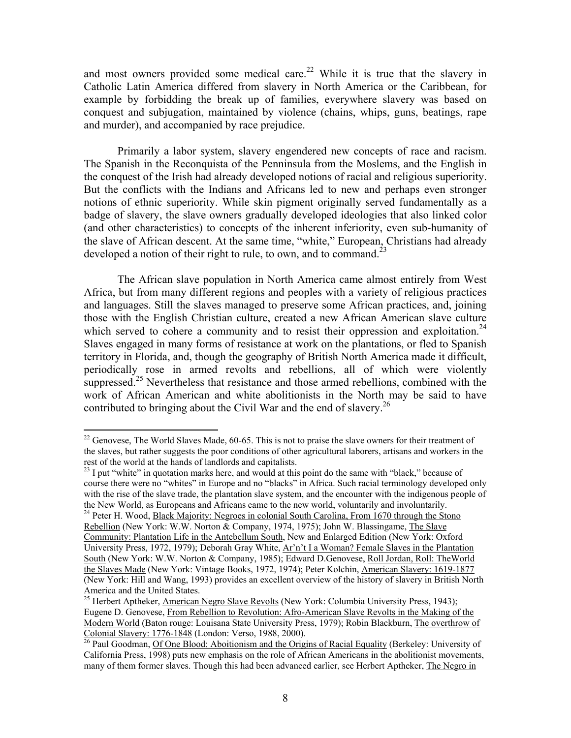and most owners provided some medical care.[22] While it is true that the slavery in Catholic Latin America differed from slavery in North America or the Caribbean, for example by forbidding the break up of families, everywhere slavery was based on conquest and subjugation, maintained by violence (chains, whips, guns, beatings, rape and murder), and accompanied by race prejudice.

Primarily a labor system, slavery engendered new concepts of race and racism. The Spanish in the Reconquista of the Penninsula from the Moslems, and the English in the conquest of the Irish had already developed notions of racial and religious superiority. But the conflicts with the Indians and Africans led to new and perhaps even stronger notions of ethnic superiority. While skin pigment originally served fundamentally as a badge of slavery, the slave owners gradually developed ideologies that also linked color (and other characteristics) to concepts of the inherent inferiority, even sub-humanity of the slave of African descent. At the same time, "white," European, Christians had already developed a notion of their right to rule, to own, and to command.[23]

The African slave population in North America came almost entirely from West Africa, but from many different regions and peoples with a variety of religious practices and languages. Still the slaves managed to preserve some African practices, and, joining those with the English Christian culture, created a new African American slave culture which served to cohere a community and to resist their oppression and exploitation.[24] Slaves engaged in many forms of resistance at work on the plantations, or fled to Spanish territory in Florida, and, though the geography of British North America made it difficult, periodically rose in armed revolts and rebellions, all of which were violently suppressed.[25] Nevertheless that resistance and those armed rebellions, combined with the work of African American and white abolitionists in the North may be said to have contributed to bringing about the Civil War and the end of slavery.[26]

---

[22] Genovese, The World Slaves Made, 60-65. This is not to praise the slave owners for their treatment of the slaves, but rather suggests the poor conditions of other agricultural laborers, artisans and workers in the rest of the world at the hands of landlords and capitalists.

[23] I put "white" in quotation marks here, and would at this point do the same with "black," because of course there were no "whites" in Europe and no "blacks" in Africa. Such racial terminology developed only with the rise of the slave trade, the plantation slave system, and the encounter with the indigenous people of the New World, as Europeans and Africans came to the new world, voluntarily and involuntarily.

[24] Peter H. Wood, Black Majority: Negroes in colonial South Carolina, From 1670 through the Stono Rebellion (New York: W.W. Norton & Company, 1974, 1975); John W. Blassingame, The Slave Community: Plantation Life in the Antebellum South, New and Enlarged Edition (New York: Oxford University Press, 1972, 1979); Deborah Gray White, Ar'n't I a Woman? Female Slaves in the Plantation South (New York: W.W. Norton & Company, 1985); Edward D.Genovese, Roll Jordan, Roll: TheWorld the Slaves Made (New York: Vintage Books, 1972, 1974); Peter Kolchin, American Slavery: 1619-1877 (New York: Hill and Wang, 1993) provides an excellent overview of the history of slavery in British North America and the United States.

[25] Herbert Aptheker, American Negro Slave Revolts (New York: Columbia University Press, 1943); Eugene D. Genovese, From Rebellion to Revolution: Afro-American Slave Revolts in the Making of the Modern World (Baton rouge: Louisana State University Press, 1979); Robin Blackburn, The overthrow of Colonial Slavery: 1776-1848 (London: Verso, 1988, 2000).

[26] Paul Goodman, Of One Blood: Aboitionism and the Origins of Racial Equality (Berkeley: University of California Press, 1998) puts new emphasis on the role of African Americans in the abolitionist movements, many of them former slaves. Though this had been advanced earlier, see Herbert Aptheker, The Negro in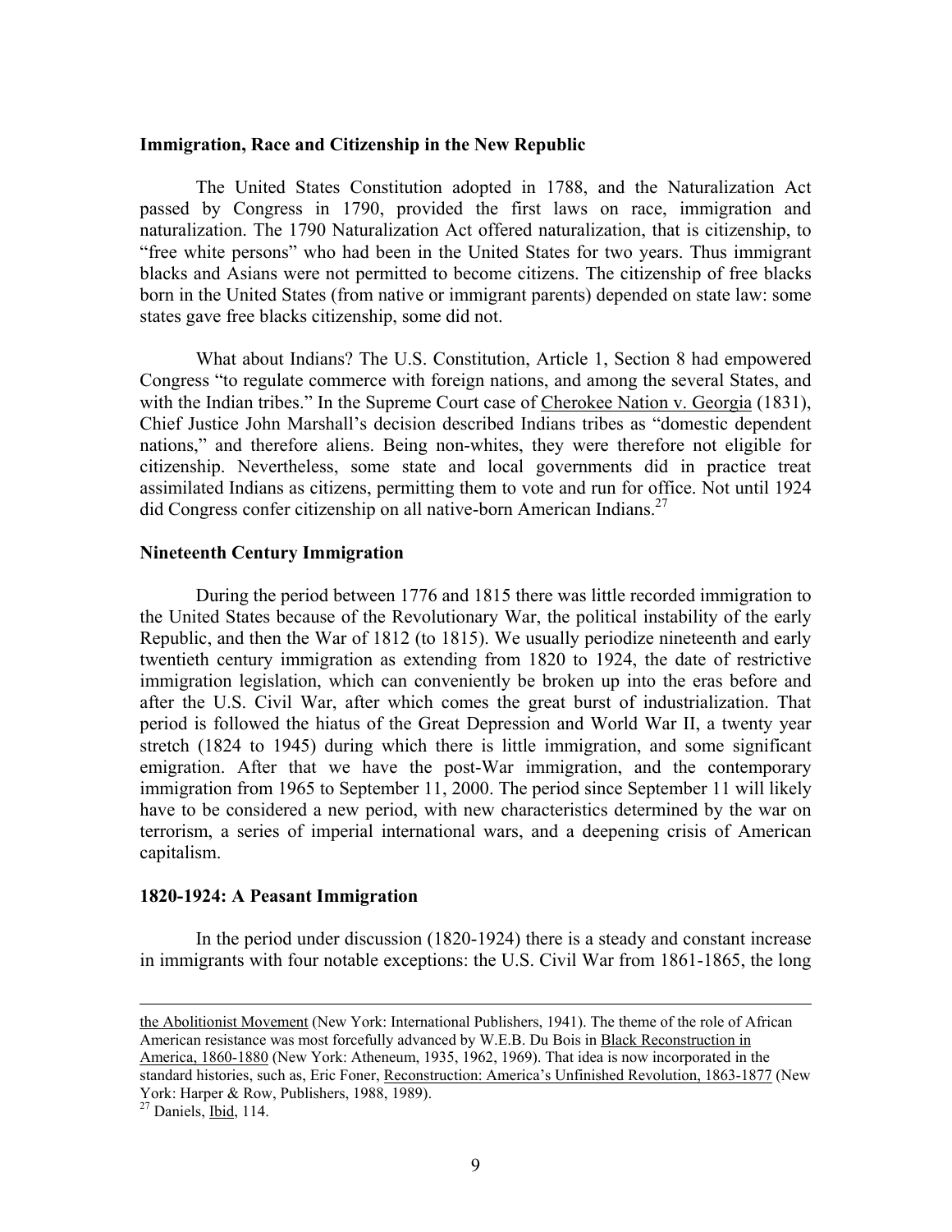### Immigration, Race and Citizenship in the New Republic

The United States Constitution adopted in 1788, and the Naturalization Act passed by Congress in 1790, provided the first laws on race, immigration and naturalization. The 1790 Naturalization Act offered naturalization, that is citizenship, to "free white persons" who had been in the United States for two years. Thus immigrant blacks and Asians were not permitted to become citizens. The citizenship of free blacks born in the United States (from native or immigrant parents) depended on state law: some states gave free blacks citizenship, some did not.

What about Indians? The U.S. Constitution, Article 1, Section 8 had empowered Congress "to regulate commerce with foreign nations, and among the several States, and with the Indian tribes." In the Supreme Court case of Cherokee Nation v. Georgia (1831), Chief Justice John Marshall's decision described Indians tribes as "domestic dependent nations," and therefore aliens. Being non-whites, they were therefore not eligible for citizenship. Nevertheless, some state and local governments did in practice treat assimilated Indians as citizens, permitting them to vote and run for office. Not until 1924 did Congress confer citizenship on all native-born American Indians.[27]

### Nineteenth Century Immigration

During the period between 1776 and 1815 there was little recorded immigration to the United States because of the Revolutionary War, the political instability of the early Republic, and then the War of 1812 (to 1815). We usually periodize nineteenth and early twentieth century immigration as extending from 1820 to 1924, the date of restrictive immigration legislation, which can conveniently be broken up into the eras before and after the U.S. Civil War, after which comes the great burst of industrialization. That period is followed the hiatus of the Great Depression and World War II, a twenty year stretch (1824 to 1945) during which there is little immigration, and some significant emigration. After that we have the post-War immigration, and the contemporary immigration from 1965 to September 11, 2000. The period since September 11 will likely have to be considered a new period, with new characteristics determined by the war on terrorism, a series of imperial international wars, and a deepening crisis of American capitalism.

### 1820-1924: A Peasant Immigration

In the period under discussion (1820-1924) there is a steady and constant increase in immigrants with four notable exceptions: the U.S. Civil War from 1861-1865, the long

---

the Abolitionist Movement (New York: International Publishers, 1941). The theme of the role of African American resistance was most forcefully advanced by W.E.B. Du Bois in Black Reconstruction in America, 1860-1880 (New York: Atheneum, 1935, 1962, 1969). That idea is now incorporated in the standard histories, such as, Eric Foner, Reconstruction: America's Unfinished Revolution, 1863-1877 (New York: Harper & Row, Publishers, 1988, 1989).

[27] Daniels, Ibid, 114.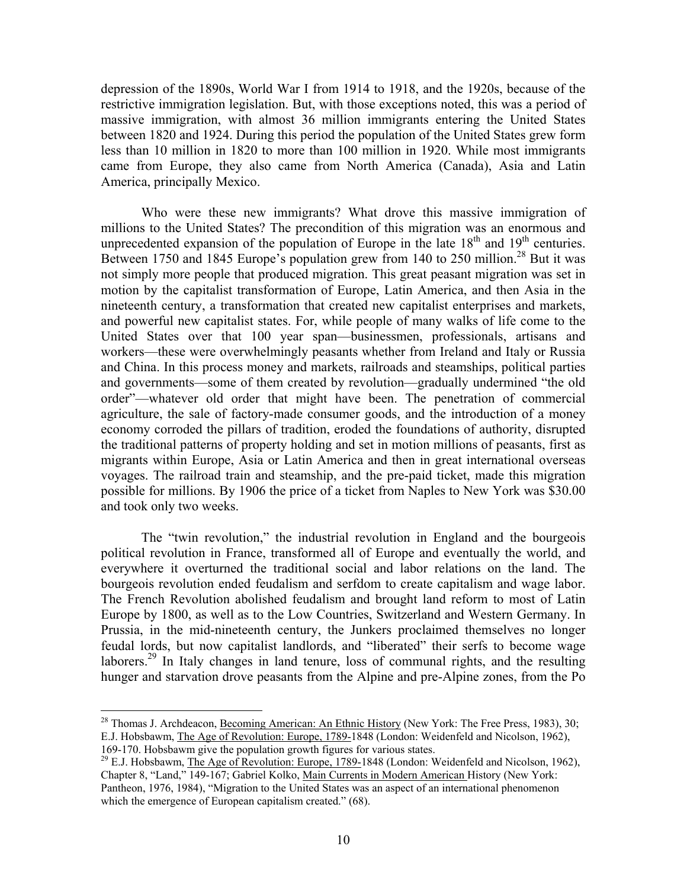depression of the 1890s, World War I from 1914 to 1918, and the 1920s, because of the restrictive immigration legislation. But, with those exceptions noted, this was a period of massive immigration, with almost 36 million immigrants entering the United States between 1820 and 1924. During this period the population of the United States grew form less than 10 million in 1820 to more than 100 million in 1920. While most immigrants came from Europe, they also came from North America (Canada), Asia and Latin America, principally Mexico.

Who were these new immigrants? What drove this massive immigration of millions to the United States? The precondition of this migration was an enormous and unprecedented expansion of the population of Europe in the late 18th and 19th centuries. Between 1750 and 1845 Europe's population grew from 140 to 250 million.[28] But it was not simply more people that produced migration. This great peasant migration was set in motion by the capitalist transformation of Europe, Latin America, and then Asia in the nineteenth century, a transformation that created new capitalist enterprises and markets, and powerful new capitalist states. For, while people of many walks of life come to the United States over that 100 year span—businessmen, professionals, artisans and workers—these were overwhelmingly peasants whether from Ireland and Italy or Russia and China. In this process money and markets, railroads and steamships, political parties and governments—some of them created by revolution—gradually undermined "the old order"—whatever old order that might have been. The penetration of commercial agriculture, the sale of factory-made consumer goods, and the introduction of a money economy corroded the pillars of tradition, eroded the foundations of authority, disrupted the traditional patterns of property holding and set in motion millions of peasants, first as migrants within Europe, Asia or Latin America and then in great international overseas voyages. The railroad train and steamship, and the pre-paid ticket, made this migration possible for millions. By 1906 the price of a ticket from Naples to New York was $30.00 and took only two weeks.

The "twin revolution," the industrial revolution in England and the bourgeois political revolution in France, transformed all of Europe and eventually the world, and everywhere it overturned the traditional social and labor relations on the land. The bourgeois revolution ended feudalism and serfdom to create capitalism and wage labor. The French Revolution abolished feudalism and brought land reform to most of Latin Europe by 1800, as well as to the Low Countries, Switzerland and Western Germany. In Prussia, in the mid-nineteenth century, the Junkers proclaimed themselves no longer feudal lords, but now capitalist landlords, and "liberated" their serfs to become wage laborers.[29] In Italy changes in land tenure, loss of communal rights, and the resulting hunger and starvation drove peasants from the Alpine and pre-Alpine zones, from the Po

---

[28] Thomas J. Archdeacon, Becoming American: An Ethnic History (New York: The Free Press, 1983), 30; E.J. Hobsbawm, The Age of Revolution: Europe, 1789-1848 (London: Weidenfeld and Nicolson, 1962), 169-170. Hobsbawm give the population growth figures for various states.

[29] E.J. Hobsbawm, The Age of Revolution: Europe, 1789-1848 (London: Weidenfeld and Nicolson, 1962), Chapter 8, "Land," 149-167; Gabriel Kolko, Main Currents in Modern American History (New York: Pantheon, 1976, 1984), "Migration to the United States was an aspect of an international phenomenon which the emergence of European capitalism created." (68).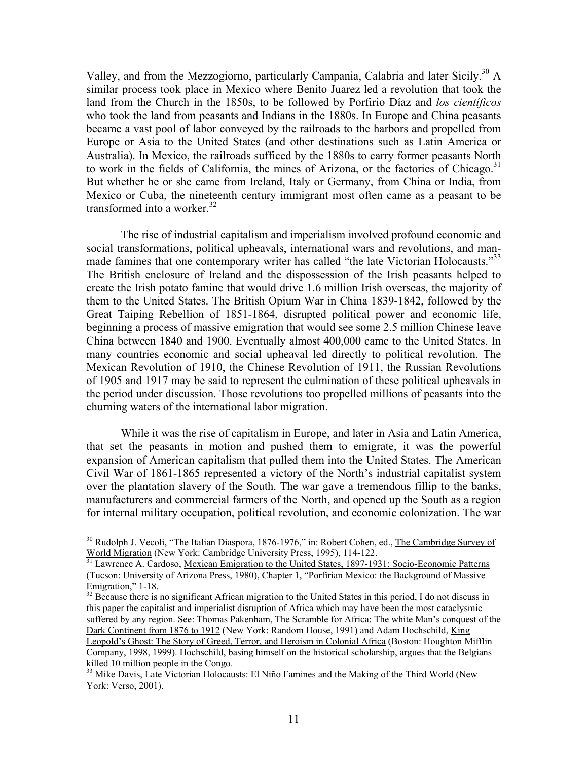Valley, and from the Mezzogiorno, particularly Campania, Calabria and later Sicily.[30] A similar process took place in Mexico where Benito Juarez led a revolution that took the land from the Church in the 1850s, to be followed by Porfirio Díaz and *los científicos* who took the land from peasants and Indians in the 1880s. In Europe and China peasants became a vast pool of labor conveyed by the railroads to the harbors and propelled from Europe or Asia to the United States (and other destinations such as Latin America or Australia). In Mexico, the railroads sufficed by the 1880s to carry former peasants North to work in the fields of California, the mines of Arizona, or the factories of Chicago.[31] But whether he or she came from Ireland, Italy or Germany, from China or India, from Mexico or Cuba, the nineteenth century immigrant most often came as a peasant to be transformed into a worker.[32]

The rise of industrial capitalism and imperialism involved profound economic and social transformations, political upheavals, international wars and revolutions, and man-made famines that one contemporary writer has called "the late Victorian Holocausts."[33] The British enclosure of Ireland and the dispossession of the Irish peasants helped to create the Irish potato famine that would drive 1.6 million Irish overseas, the majority of them to the United States. The British Opium War in China 1839-1842, followed by the Great Taiping Rebellion of 1851-1864, disrupted political power and economic life, beginning a process of massive emigration that would see some 2.5 million Chinese leave China between 1840 and 1900. Eventually almost 400,000 came to the United States. In many countries economic and social upheaval led directly to political revolution. The Mexican Revolution of 1910, the Chinese Revolution of 1911, the Russian Revolutions of 1905 and 1917 may be said to represent the culmination of these political upheavals in the period under discussion. Those revolutions too propelled millions of peasants into the churning waters of the international labor migration.

While it was the rise of capitalism in Europe, and later in Asia and Latin America, that set the peasants in motion and pushed them to emigrate, it was the powerful expansion of American capitalism that pulled them into the United States. The American Civil War of 1861-1865 represented a victory of the North's industrial capitalist system over the plantation slavery of the South. The war gave a tremendous fillip to the banks, manufacturers and commercial farmers of the North, and opened up the South as a region for internal military occupation, political revolution, and economic colonization. The war

---

[30] Rudolph J. Vecoli, "The Italian Diaspora, 1876-1976," in: Robert Cohen, ed., The Cambridge Survey of World Migration (New York: Cambridge University Press, 1995), 114-122.

[31] Lawrence A. Cardoso, Mexican Emigration to the United States, 1897-1931: Socio-Economic Patterns (Tucson: University of Arizona Press, 1980), Chapter 1, "Porfirian Mexico: the Background of Massive Emigration," 1-18.

[32] Because there is no significant African migration to the United States in this period, I do not discuss in this paper the capitalist and imperialist disruption of Africa which may have been the most cataclysmic suffered by any region. See: Thomas Pakenham, The Scramble for Africa: The white Man's conquest of the Dark Continent from 1876 to 1912 (New York: Random House, 1991) and Adam Hochschild, King Leopold's Ghost: The Story of Greed, Terror, and Heroism in Colonial Africa (Boston: Houghton Mifflin Company, 1998, 1999). Hochschild, basing himself on the historical scholarship, argues that the Belgians killed 10 million people in the Congo.

[33] Mike Davis, Late Victorian Holocausts: El Niño Famines and the Making of the Third World (New York: Verso, 2001).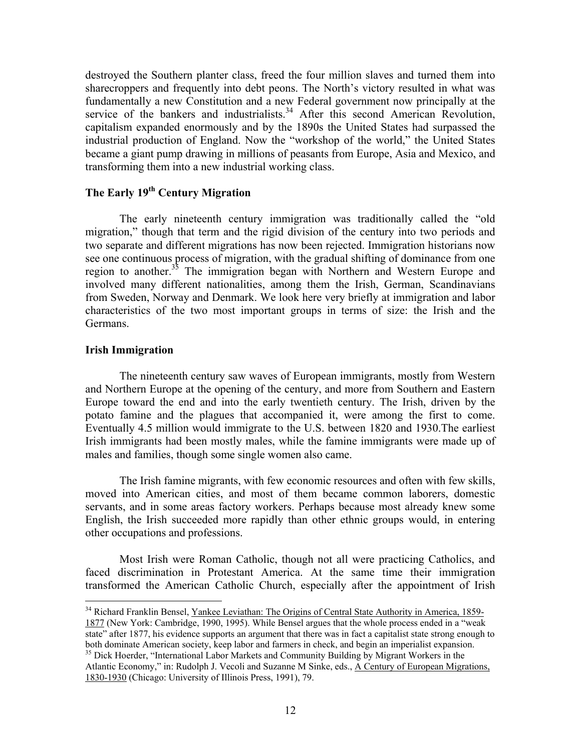destroyed the Southern planter class, freed the four million slaves and turned them into sharecroppers and frequently into debt peons. The North's victory resulted in what was fundamentally a new Constitution and a new Federal government now principally at the service of the bankers and industrialists.[34] After this second American Revolution, capitalism expanded enormously and by the 1890s the United States had surpassed the industrial production of England. Now the "workshop of the world," the United States became a giant pump drawing in millions of peasants from Europe, Asia and Mexico, and transforming them into a new industrial working class.

## The Early 19th Century Migration

The early nineteenth century immigration was traditionally called the "old migration," though that term and the rigid division of the century into two periods and two separate and different migrations has now been rejected. Immigration historians now see one continuous process of migration, with the gradual shifting of dominance from one region to another.[35] The immigration began with Northern and Western Europe and involved many different nationalities, among them the Irish, German, Scandinavians from Sweden, Norway and Denmark. We look here very briefly at immigration and labor characteristics of the two most important groups in terms of size: the Irish and the Germans.

### Irish Immigration

The nineteenth century saw waves of European immigrants, mostly from Western and Northern Europe at the opening of the century, and more from Southern and Eastern Europe toward the end and into the early twentieth century. The Irish, driven by the potato famine and the plagues that accompanied it, were among the first to come. Eventually 4.5 million would immigrate to the U.S. between 1820 and 1930.The earliest Irish immigrants had been mostly males, while the famine immigrants were made up of males and families, though some single women also came.

The Irish famine migrants, with few economic resources and often with few skills, moved into American cities, and most of them became common laborers, domestic servants, and in some areas factory workers. Perhaps because most already knew some English, the Irish succeeded more rapidly than other ethnic groups would, in entering other occupations and professions.

Most Irish were Roman Catholic, though not all were practicing Catholics, and faced discrimination in Protestant America. At the same time their immigration transformed the American Catholic Church, especially after the appointment of Irish

---

[34] Richard Franklin Bensel, Yankee Leviathan: The Origins of Central State Authority in America, 1859-1877 (New York: Cambridge, 1990, 1995). While Bensel argues that the whole process ended in a "weak state" after 1877, his evidence supports an argument that there was in fact a capitalist state strong enough to both dominate American society, keep labor and farmers in check, and begin an imperialist expansion.

[35] Dick Hoerder, "International Labor Markets and Community Building by Migrant Workers in the Atlantic Economy," in: Rudolph J. Vecoli and Suzanne M Sinke, eds., A Century of European Migrations, 1830-1930 (Chicago: University of Illinois Press, 1991), 79.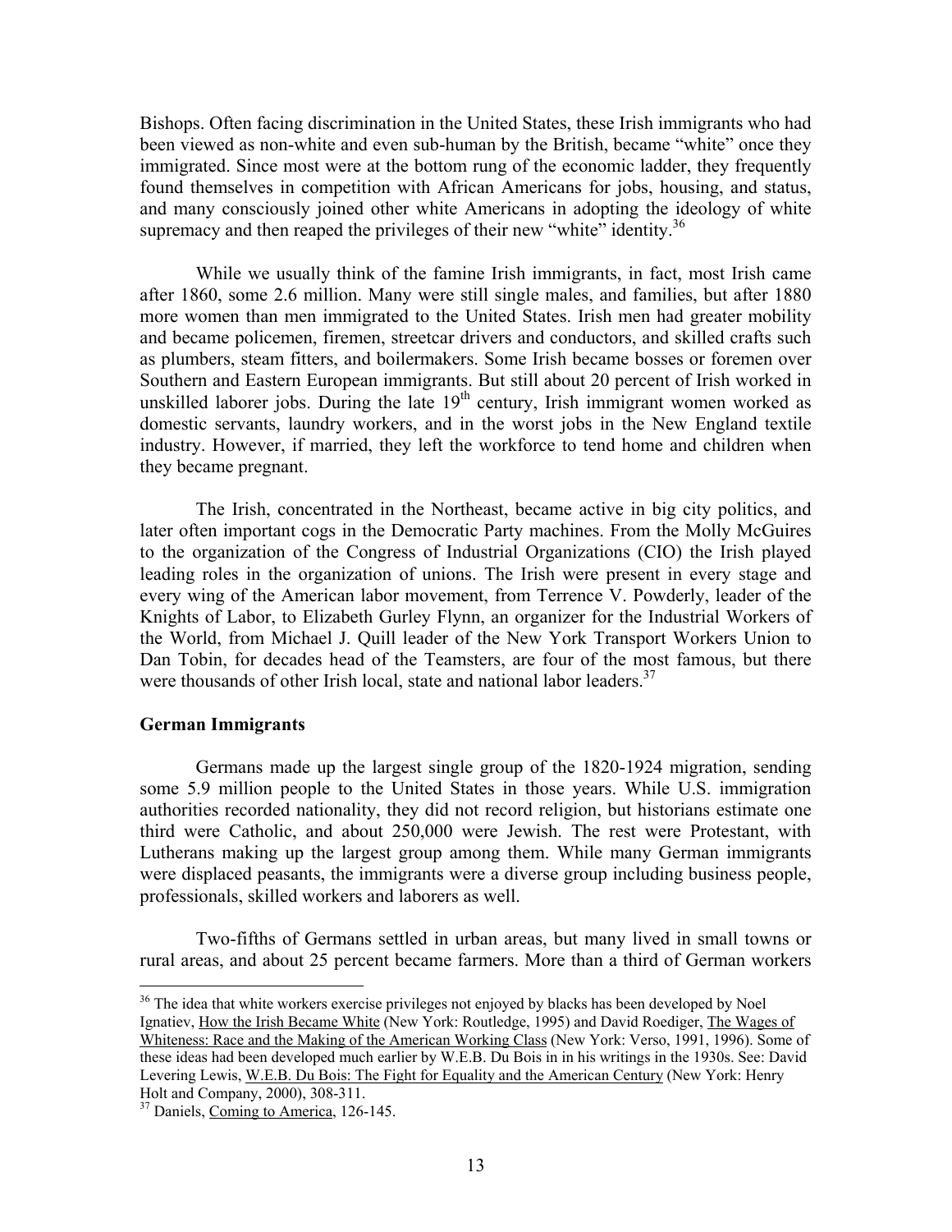Bishops. Often facing discrimination in the United States, these Irish immigrants who had been viewed as non-white and even sub-human by the British, became "white" once they immigrated. Since most were at the bottom rung of the economic ladder, they frequently found themselves in competition with African Americans for jobs, housing, and status, and many consciously joined other white Americans in adopting the ideology of white supremacy and then reaped the privileges of their new "white" identity.[36]

While we usually think of the famine Irish immigrants, in fact, most Irish came after 1860, some 2.6 million. Many were still single males, and families, but after 1880 more women than men immigrated to the United States. Irish men had greater mobility and became policemen, firemen, streetcar drivers and conductors, and skilled crafts such as plumbers, steam fitters, and boilermakers. Some Irish became bosses or foremen over Southern and Eastern European immigrants. But still about 20 percent of Irish worked in unskilled laborer jobs. During the late 19th century, Irish immigrant women worked as domestic servants, laundry workers, and in the worst jobs in the New England textile industry. However, if married, they left the workforce to tend home and children when they became pregnant.

The Irish, concentrated in the Northeast, became active in big city politics, and later often important cogs in the Democratic Party machines. From the Molly McGuires to the organization of the Congress of Industrial Organizations (CIO) the Irish played leading roles in the organization of unions. The Irish were present in every stage and every wing of the American labor movement, from Terrence V. Powderly, leader of the Knights of Labor, to Elizabeth Gurley Flynn, an organizer for the Industrial Workers of the World, from Michael J. Quill leader of the New York Transport Workers Union to Dan Tobin, for decades head of the Teamsters, are four of the most famous, but there were thousands of other Irish local, state and national labor leaders.[37]

### German Immigrants

Germans made up the largest single group of the 1820-1924 migration, sending some 5.9 million people to the United States in those years. While U.S. immigration authorities recorded nationality, they did not record religion, but historians estimate one third were Catholic, and about 250,000 were Jewish. The rest were Protestant, with Lutherans making up the largest group among them. While many German immigrants were displaced peasants, the immigrants were a diverse group including business people, professionals, skilled workers and laborers as well.

Two-fifths of Germans settled in urban areas, but many lived in small towns or rural areas, and about 25 percent became farmers. More than a third of German workers

---

[36] The idea that white workers exercise privileges not enjoyed by blacks has been developed by Noel Ignatiev, How the Irish Became White (New York: Routledge, 1995) and David Roediger, The Wages of Whiteness: Race and the Making of the American Working Class (New York: Verso, 1991, 1996). Some of these ideas had been developed much earlier by W.E.B. Du Bois in in his writings in the 1930s. See: David Levering Lewis, W.E.B. Du Bois: The Fight for Equality and the American Century (New York: Henry Holt and Company, 2000), 308-311.

[37] Daniels, Coming to America, 126-145.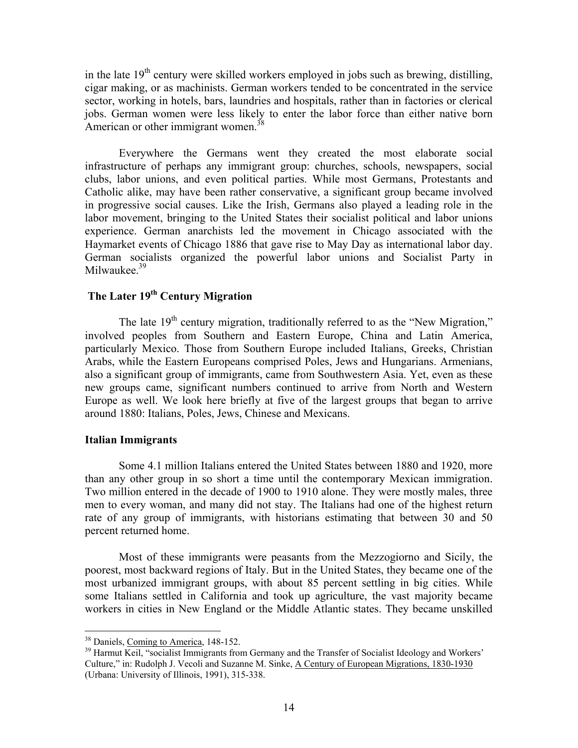in the late 19th century were skilled workers employed in jobs such as brewing, distilling, cigar making, or as machinists. German workers tended to be concentrated in the service sector, working in hotels, bars, laundries and hospitals, rather than in factories or clerical jobs. German women were less likely to enter the labor force than either native born American or other immigrant women.[38]

Everywhere the Germans went they created the most elaborate social infrastructure of perhaps any immigrant group: churches, schools, newspapers, social clubs, labor unions, and even political parties. While most Germans, Protestants and Catholic alike, may have been rather conservative, a significant group became involved in progressive social causes. Like the Irish, Germans also played a leading role in the labor movement, bringing to the United States their socialist political and labor unions experience. German anarchists led the movement in Chicago associated with the Haymarket events of Chicago 1886 that gave rise to May Day as international labor day. German socialists organized the powerful labor unions and Socialist Party in Milwaukee.[39]

## The Later 19th Century Migration

The late 19th century migration, traditionally referred to as the "New Migration," involved peoples from Southern and Eastern Europe, China and Latin America, particularly Mexico. Those from Southern Europe included Italians, Greeks, Christian Arabs, while the Eastern Europeans comprised Poles, Jews and Hungarians. Armenians, also a significant group of immigrants, came from Southwestern Asia. Yet, even as these new groups came, significant numbers continued to arrive from North and Western Europe as well. We look here briefly at five of the largest groups that began to arrive around 1880: Italians, Poles, Jews, Chinese and Mexicans.

### Italian Immigrants

Some 4.1 million Italians entered the United States between 1880 and 1920, more than any other group in so short a time until the contemporary Mexican immigration. Two million entered in the decade of 1900 to 1910 alone. They were mostly males, three men to every woman, and many did not stay. The Italians had one of the highest return rate of any group of immigrants, with historians estimating that between 30 and 50 percent returned home.

Most of these immigrants were peasants from the Mezzogiorno and Sicily, the poorest, most backward regions of Italy. But in the United States, they became one of the most urbanized immigrant groups, with about 85 percent settling in big cities. While some Italians settled in California and took up agriculture, the vast majority became workers in cities in New England or the Middle Atlantic states. They became unskilled

---

[38] Daniels, Coming to America, 148-152.

[39] Harmut Keil, "socialist Immigrants from Germany and the Transfer of Socialist Ideology and Workers' Culture," in: Rudolph J. Vecoli and Suzanne M. Sinke, A Century of European Migrations, 1830-1930 (Urbana: University of Illinois, 1991), 315-338.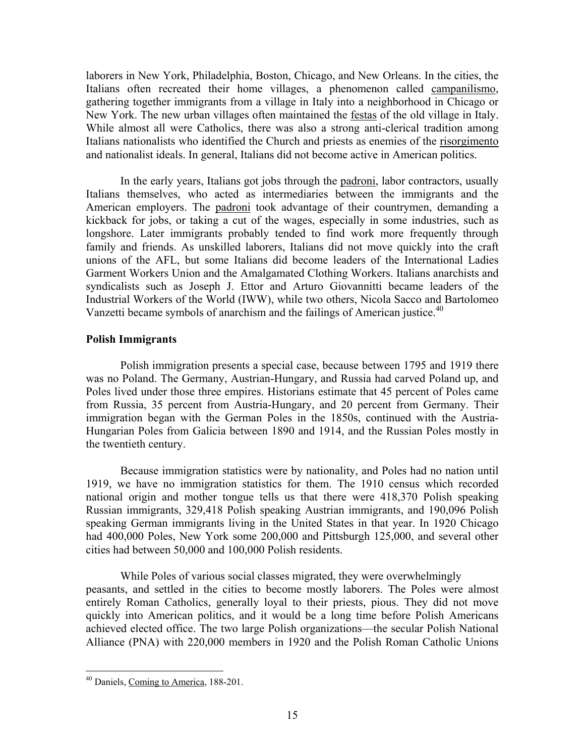laborers in New York, Philadelphia, Boston, Chicago, and New Orleans. In the cities, the Italians often recreated their home villages, a phenomenon called campanilismo, gathering together immigrants from a village in Italy into a neighborhood in Chicago or New York. The new urban villages often maintained the festas of the old village in Italy. While almost all were Catholics, there was also a strong anti-clerical tradition among Italians nationalists who identified the Church and priests as enemies of the risorgimento and nationalist ideals. In general, Italians did not become active in American politics.

In the early years, Italians got jobs through the padroni, labor contractors, usually Italians themselves, who acted as intermediaries between the immigrants and the American employers. The padroni took advantage of their countrymen, demanding a kickback for jobs, or taking a cut of the wages, especially in some industries, such as longshore. Later immigrants probably tended to find work more frequently through family and friends. As unskilled laborers, Italians did not move quickly into the craft unions of the AFL, but some Italians did become leaders of the International Ladies Garment Workers Union and the Amalgamated Clothing Workers. Italians anarchists and syndicalists such as Joseph J. Ettor and Arturo Giovannitti became leaders of the Industrial Workers of the World (IWW), while two others, Nicola Sacco and Bartolomeo Vanzetti became symbols of anarchism and the failings of American justice.[40]

### Polish Immigrants

Polish immigration presents a special case, because between 1795 and 1919 there was no Poland. The Germany, Austrian-Hungary, and Russia had carved Poland up, and Poles lived under those three empires. Historians estimate that 45 percent of Poles came from Russia, 35 percent from Austria-Hungary, and 20 percent from Germany. Their immigration began with the German Poles in the 1850s, continued with the Austria-Hungarian Poles from Galicia between 1890 and 1914, and the Russian Poles mostly in the twentieth century.

Because immigration statistics were by nationality, and Poles had no nation until 1919, we have no immigration statistics for them. The 1910 census which recorded national origin and mother tongue tells us that there were 418,370 Polish speaking Russian immigrants, 329,418 Polish speaking Austrian immigrants, and 190,096 Polish speaking German immigrants living in the United States in that year. In 1920 Chicago had 400,000 Poles, New York some 200,000 and Pittsburgh 125,000, and several other cities had between 50,000 and 100,000 Polish residents.

While Poles of various social classes migrated, they were overwhelmingly peasants, and settled in the cities to become mostly laborers. The Poles were almost entirely Roman Catholics, generally loyal to their priests, pious. They did not move quickly into American politics, and it would be a long time before Polish Americans achieved elected office. The two large Polish organizations—the secular Polish National Alliance (PNA) with 220,000 members in 1920 and the Polish Roman Catholic Unions

---

[40] Daniels, Coming to America, 188-201.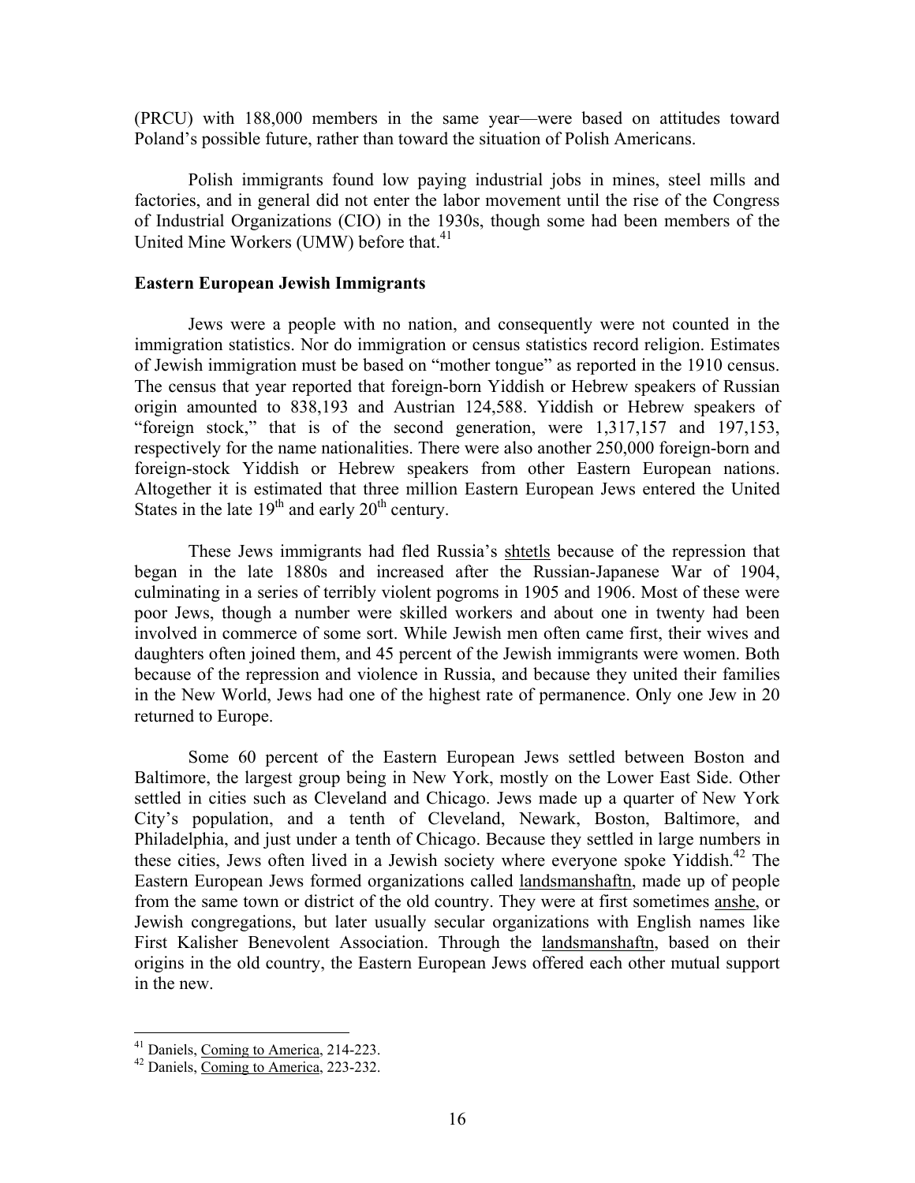(PRCU) with 188,000 members in the same year—were based on attitudes toward Poland's possible future, rather than toward the situation of Polish Americans.

Polish immigrants found low paying industrial jobs in mines, steel mills and factories, and in general did not enter the labor movement until the rise of the Congress of Industrial Organizations (CIO) in the 1930s, though some had been members of the United Mine Workers (UMW) before that.[41]

**Eastern European Jewish Immigrants**

Jews were a people with no nation, and consequently were not counted in the immigration statistics. Nor do immigration or census statistics record religion. Estimates of Jewish immigration must be based on "mother tongue" as reported in the 1910 census. The census that year reported that foreign-born Yiddish or Hebrew speakers of Russian origin amounted to 838,193 and Austrian 124,588. Yiddish or Hebrew speakers of "foreign stock," that is of the second generation, were 1,317,157 and 197,153, respectively for the name nationalities. There were also another 250,000 foreign-born and foreign-stock Yiddish or Hebrew speakers from other Eastern European nations. Altogether it is estimated that three million Eastern European Jews entered the United States in the late 19th and early 20th century.

These Jews immigrants had fled Russia's shtetls because of the repression that began in the late 1880s and increased after the Russian-Japanese War of 1904, culminating in a series of terribly violent pogroms in 1905 and 1906. Most of these were poor Jews, though a number were skilled workers and about one in twenty had been involved in commerce of some sort. While Jewish men often came first, their wives and daughters often joined them, and 45 percent of the Jewish immigrants were women. Both because of the repression and violence in Russia, and because they united their families in the New World, Jews had one of the highest rate of permanence. Only one Jew in 20 returned to Europe.

Some 60 percent of the Eastern European Jews settled between Boston and Baltimore, the largest group being in New York, mostly on the Lower East Side. Other settled in cities such as Cleveland and Chicago. Jews made up a quarter of New York City's population, and a tenth of Cleveland, Newark, Boston, Baltimore, and Philadelphia, and just under a tenth of Chicago. Because they settled in large numbers in these cities, Jews often lived in a Jewish society where everyone spoke Yiddish.[42] The Eastern European Jews formed organizations called landsmanshaftn, made up of people from the same town or district of the old country. They were at first sometimes anshe, or Jewish congregations, but later usually secular organizations with English names like First Kalisher Benevolent Association. Through the landsmanshaftn, based on their origins in the old country, the Eastern European Jews offered each other mutual support in the new.

---

[41] Daniels, Coming to America, 214-223.

[42] Daniels, Coming to America, 223-232.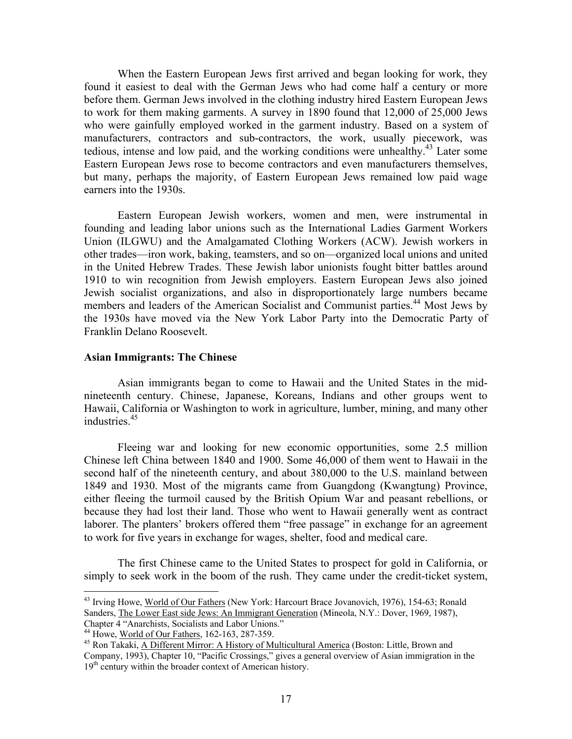When the Eastern European Jews first arrived and began looking for work, they found it easiest to deal with the German Jews who had come half a century or more before them. German Jews involved in the clothing industry hired Eastern European Jews to work for them making garments. A survey in 1890 found that 12,000 of 25,000 Jews who were gainfully employed worked in the garment industry. Based on a system of manufacturers, contractors and sub-contractors, the work, usually piecework, was tedious, intense and low paid, and the working conditions were unhealthy.[43] Later some Eastern European Jews rose to become contractors and even manufacturers themselves, but many, perhaps the majority, of Eastern European Jews remained low paid wage earners into the 1930s.

Eastern European Jewish workers, women and men, were instrumental in founding and leading labor unions such as the International Ladies Garment Workers Union (ILGWU) and the Amalgamated Clothing Workers (ACW). Jewish workers in other trades—iron work, baking, teamsters, and so on—organized local unions and united in the United Hebrew Trades. These Jewish labor unionists fought bitter battles around 1910 to win recognition from Jewish employers. Eastern European Jews also joined Jewish socialist organizations, and also in disproportionately large numbers became members and leaders of the American Socialist and Communist parties.[44] Most Jews by the 1930s have moved via the New York Labor Party into the Democratic Party of Franklin Delano Roosevelt.

**Asian Immigrants: The Chinese**

Asian immigrants began to come to Hawaii and the United States in the mid-nineteenth century. Chinese, Japanese, Koreans, Indians and other groups went to Hawaii, California or Washington to work in agriculture, lumber, mining, and many other industries.[45]

Fleeing war and looking for new economic opportunities, some 2.5 million Chinese left China between 1840 and 1900. Some 46,000 of them went to Hawaii in the second half of the nineteenth century, and about 380,000 to the U.S. mainland between 1849 and 1930. Most of the migrants came from Guangdong (Kwangtung) Province, either fleeing the turmoil caused by the British Opium War and peasant rebellions, or because they had lost their land. Those who went to Hawaii generally went as contract laborer. The planters' brokers offered them "free passage" in exchange for an agreement to work for five years in exchange for wages, shelter, food and medical care.

The first Chinese came to the United States to prospect for gold in California, or simply to seek work in the boom of the rush. They came under the credit-ticket system,

---

[43] Irving Howe, World of Our Fathers (New York: Harcourt Brace Jovanovich, 1976), 154-63; Ronald Sanders, The Lower East side Jews: An Immigrant Generation (Mineola, N.Y.: Dover, 1969, 1987), Chapter 4 "Anarchists, Socialists and Labor Unions."

[44] Howe, World of Our Fathers, 162-163, 287-359.

[45] Ron Takaki, A Different Mirror: A History of Multicultural America (Boston: Little, Brown and Company, 1993), Chapter 10, "Pacific Crossings," gives a general overview of Asian immigration in the 19th century within the broader context of American history.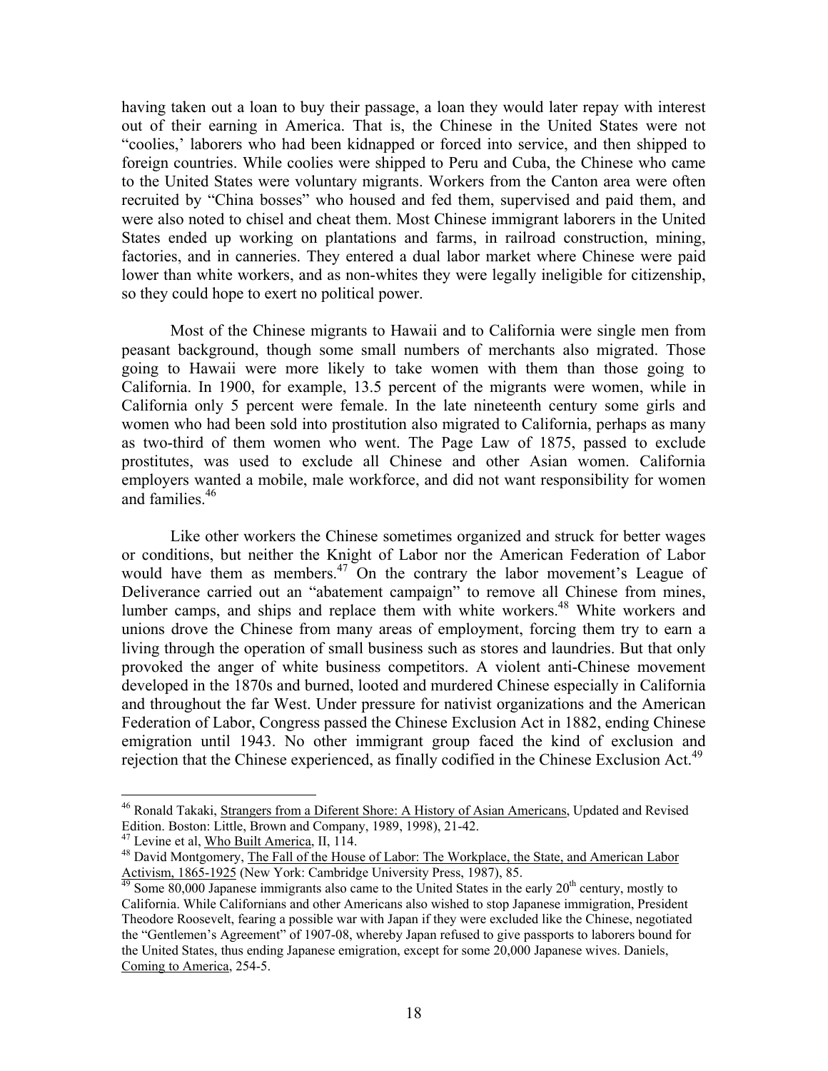having taken out a loan to buy their passage, a loan they would later repay with interest out of their earning in America. That is, the Chinese in the United States were not "coolies,' laborers who had been kidnapped or forced into service, and then shipped to foreign countries. While coolies were shipped to Peru and Cuba, the Chinese who came to the United States were voluntary migrants. Workers from the Canton area were often recruited by "China bosses" who housed and fed them, supervised and paid them, and were also noted to chisel and cheat them. Most Chinese immigrant laborers in the United States ended up working on plantations and farms, in railroad construction, mining, factories, and in canneries. They entered a dual labor market where Chinese were paid lower than white workers, and as non-whites they were legally ineligible for citizenship, so they could hope to exert no political power.

Most of the Chinese migrants to Hawaii and to California were single men from peasant background, though some small numbers of merchants also migrated. Those going to Hawaii were more likely to take women with them than those going to California. In 1900, for example, 13.5 percent of the migrants were women, while in California only 5 percent were female. In the late nineteenth century some girls and women who had been sold into prostitution also migrated to California, perhaps as many as two-third of them women who went. The Page Law of 1875, passed to exclude prostitutes, was used to exclude all Chinese and other Asian women. California employers wanted a mobile, male workforce, and did not want responsibility for women and families.[46]

Like other workers the Chinese sometimes organized and struck for better wages or conditions, but neither the Knight of Labor nor the American Federation of Labor would have them as members.[47] On the contrary the labor movement's League of Deliverance carried out an "abatement campaign" to remove all Chinese from mines, lumber camps, and ships and replace them with white workers.[48] White workers and unions drove the Chinese from many areas of employment, forcing them try to earn a living through the operation of small business such as stores and laundries. But that only provoked the anger of white business competitors. A violent anti-Chinese movement developed in the 1870s and burned, looted and murdered Chinese especially in California and throughout the far West. Under pressure for nativist organizations and the American Federation of Labor, Congress passed the Chinese Exclusion Act in 1882, ending Chinese emigration until 1943. No other immigrant group faced the kind of exclusion and rejection that the Chinese experienced, as finally codified in the Chinese Exclusion Act.[49]

---

[46] Ronald Takaki, Strangers from a Diferent Shore: A History of Asian Americans, Updated and Revised Edition. Boston: Little, Brown and Company, 1989, 1998), 21-42.

[47] Levine et al, Who Built America, II, 114.

[48] David Montgomery, The Fall of the House of Labor: The Workplace, the State, and American Labor Activism, 1865-1925 (New York: Cambridge University Press, 1987), 85.

[49] Some 80,000 Japanese immigrants also came to the United States in the early 20th century, mostly to California. While Californians and other Americans also wished to stop Japanese immigration, President Theodore Roosevelt, fearing a possible war with Japan if they were excluded like the Chinese, negotiated the "Gentlemen's Agreement" of 1907-08, whereby Japan refused to give passports to laborers bound for the United States, thus ending Japanese emigration, except for some 20,000 Japanese wives. Daniels, Coming to America, 254-5.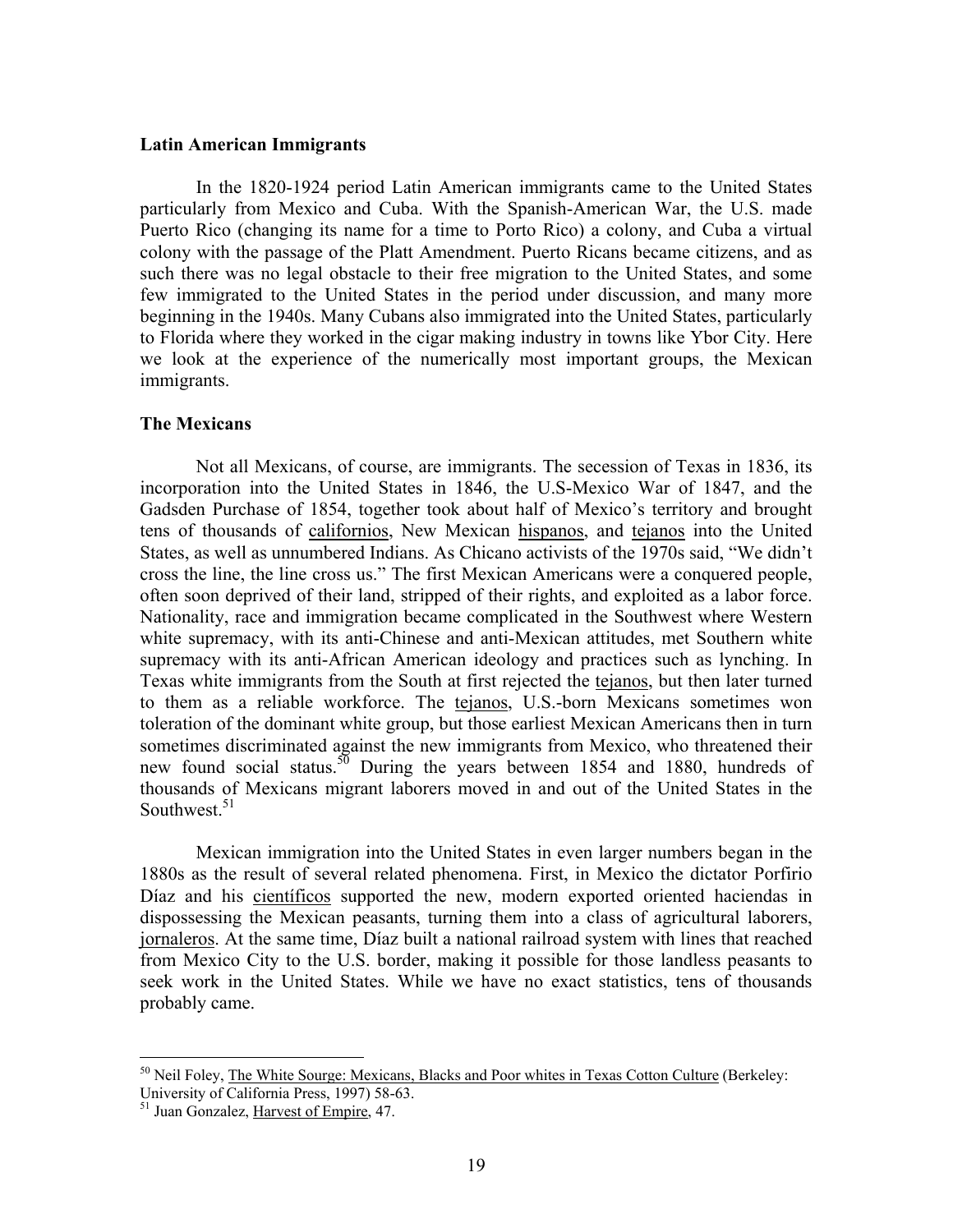## Latin American Immigrants

In the 1820-1924 period Latin American immigrants came to the United States particularly from Mexico and Cuba. With the Spanish-American War, the U.S. made Puerto Rico (changing its name for a time to Porto Rico) a colony, and Cuba a virtual colony with the passage of the Platt Amendment. Puerto Ricans became citizens, and as such there was no legal obstacle to their free migration to the United States, and some few immigrated to the United States in the period under discussion, and many more beginning in the 1940s. Many Cubans also immigrated into the United States, particularly to Florida where they worked in the cigar making industry in towns like Ybor City. Here we look at the experience of the numerically most important groups, the Mexican immigrants.

## The Mexicans

Not all Mexicans, of course, are immigrants. The secession of Texas in 1836, its incorporation into the United States in 1846, the U.S-Mexico War of 1847, and the Gadsden Purchase of 1854, together took about half of Mexico's territory and brought tens of thousands of californios, New Mexican hispanos, and tejanos into the United States, as well as unnumbered Indians. As Chicano activists of the 1970s said, "We didn't cross the line, the line cross us." The first Mexican Americans were a conquered people, often soon deprived of their land, stripped of their rights, and exploited as a labor force. Nationality, race and immigration became complicated in the Southwest where Western white supremacy, with its anti-Chinese and anti-Mexican attitudes, met Southern white supremacy with its anti-African American ideology and practices such as lynching. In Texas white immigrants from the South at first rejected the tejanos, but then later turned to them as a reliable workforce. The tejanos, U.S.-born Mexicans sometimes won toleration of the dominant white group, but those earliest Mexican Americans then in turn sometimes discriminated against the new immigrants from Mexico, who threatened their new found social status.[50] During the years between 1854 and 1880, hundreds of thousands of Mexicans migrant laborers moved in and out of the United States in the Southwest.[51]

Mexican immigration into the United States in even larger numbers began in the 1880s as the result of several related phenomena. First, in Mexico the dictator Porfirio Díaz and his científicos supported the new, modern exported oriented haciendas in dispossessing the Mexican peasants, turning them into a class of agricultural laborers, jornaleros. At the same time, Díaz built a national railroad system with lines that reached from Mexico City to the U.S. border, making it possible for those landless peasants to seek work in the United States. While we have no exact statistics, tens of thousands probably came.

---

[50] Neil Foley, The White Sourge: Mexicans, Blacks and Poor whites in Texas Cotton Culture (Berkeley: University of California Press, 1997) 58-63.

[51] Juan Gonzalez, Harvest of Empire, 47.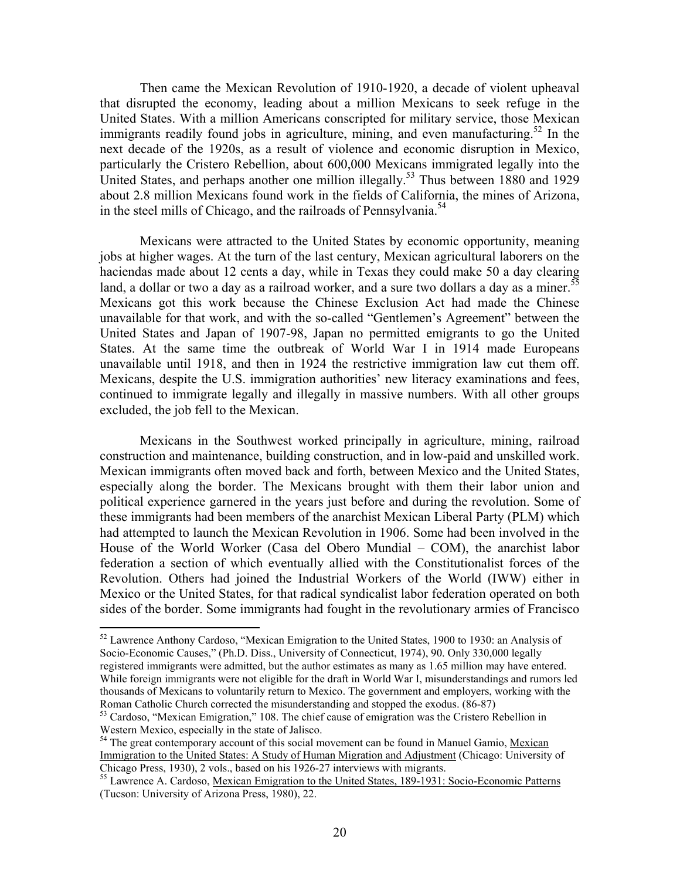Then came the Mexican Revolution of 1910-1920, a decade of violent upheaval that disrupted the economy, leading about a million Mexicans to seek refuge in the United States. With a million Americans conscripted for military service, those Mexican immigrants readily found jobs in agriculture, mining, and even manufacturing.[52] In the next decade of the 1920s, as a result of violence and economic disruption in Mexico, particularly the Cristero Rebellion, about 600,000 Mexicans immigrated legally into the United States, and perhaps another one million illegally.[53] Thus between 1880 and 1929 about 2.8 million Mexicans found work in the fields of California, the mines of Arizona, in the steel mills of Chicago, and the railroads of Pennsylvania.[54]

Mexicans were attracted to the United States by economic opportunity, meaning jobs at higher wages. At the turn of the last century, Mexican agricultural laborers on the haciendas made about 12 cents a day, while in Texas they could make 50 a day clearing land, a dollar or two a day as a railroad worker, and a sure two dollars a day as a miner.[55] Mexicans got this work because the Chinese Exclusion Act had made the Chinese unavailable for that work, and with the so-called "Gentlemen's Agreement" between the United States and Japan of 1907-98, Japan no permitted emigrants to go the United States. At the same time the outbreak of World War I in 1914 made Europeans unavailable until 1918, and then in 1924 the restrictive immigration law cut them off. Mexicans, despite the U.S. immigration authorities' new literacy examinations and fees, continued to immigrate legally and illegally in massive numbers. With all other groups excluded, the job fell to the Mexican.

Mexicans in the Southwest worked principally in agriculture, mining, railroad construction and maintenance, building construction, and in low-paid and unskilled work. Mexican immigrants often moved back and forth, between Mexico and the United States, especially along the border. The Mexicans brought with them their labor union and political experience garnered in the years just before and during the revolution. Some of these immigrants had been members of the anarchist Mexican Liberal Party (PLM) which had attempted to launch the Mexican Revolution in 1906. Some had been involved in the House of the World Worker (Casa del Obero Mundial – COM), the anarchist labor federation a section of which eventually allied with the Constitutionalist forces of the Revolution. Others had joined the Industrial Workers of the World (IWW) either in Mexico or the United States, for that radical syndicalist labor federation operated on both sides of the border. Some immigrants had fought in the revolutionary armies of Francisco

---

[52] Lawrence Anthony Cardoso, "Mexican Emigration to the United States, 1900 to 1930: an Analysis of Socio-Economic Causes," (Ph.D. Diss., University of Connecticut, 1974), 90. Only 330,000 legally registered immigrants were admitted, but the author estimates as many as 1.65 million may have entered. While foreign immigrants were not eligible for the draft in World War I, misunderstandings and rumors led thousands of Mexicans to voluntarily return to Mexico. The government and employers, working with the Roman Catholic Church corrected the misunderstanding and stopped the exodus. (86-87)

[53] Cardoso, "Mexican Emigration," 108. The chief cause of emigration was the Cristero Rebellion in Western Mexico, especially in the state of Jalisco.

[54] The great contemporary account of this social movement can be found in Manuel Gamio, Mexican Immigration to the United States: A Study of Human Migration and Adjustment (Chicago: University of Chicago Press, 1930), 2 vols., based on his 1926-27 interviews with migrants.

[55] Lawrence A. Cardoso, Mexican Emigration to the United States, 189-1931: Socio-Economic Patterns (Tucson: University of Arizona Press, 1980), 22.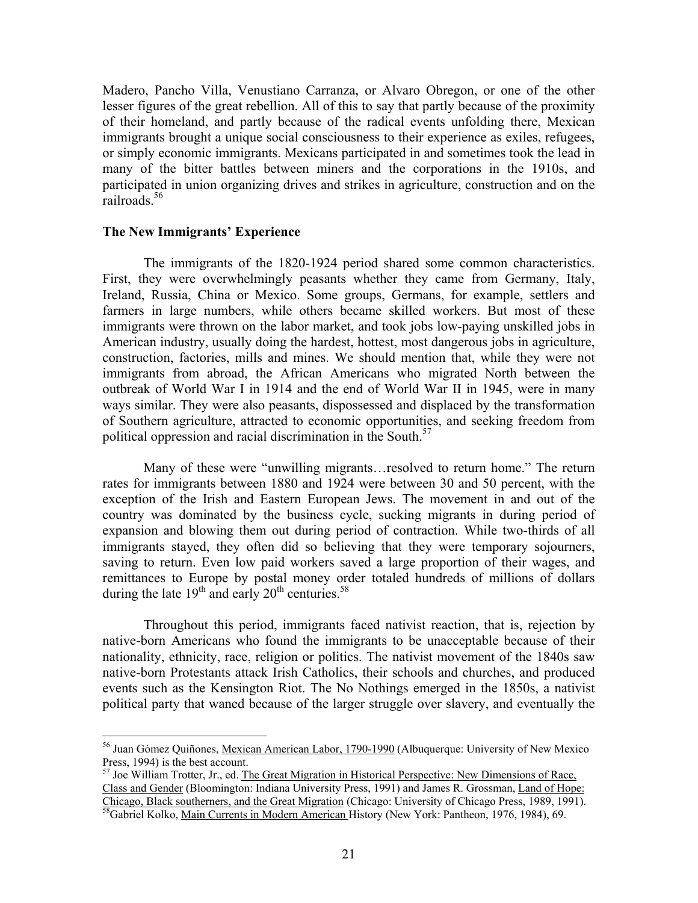Madero, Pancho Villa, Venustiano Carranza, or Alvaro Obregon, or one of the other lesser figures of the great rebellion. All of this to say that partly because of the proximity of their homeland, and partly because of the radical events unfolding there, Mexican immigrants brought a unique social consciousness to their experience as exiles, refugees, or simply economic immigrants. Mexicans participated in and sometimes took the lead in many of the bitter battles between miners and the corporations in the 1910s, and participated in union organizing drives and strikes in agriculture, construction and on the railroads.[56]

**The New Immigrants' Experience**

The immigrants of the 1820-1924 period shared some common characteristics. First, they were overwhelmingly peasants whether they came from Germany, Italy, Ireland, Russia, China or Mexico. Some groups, Germans, for example, settlers and farmers in large numbers, while others became skilled workers. But most of these immigrants were thrown on the labor market, and took jobs low-paying unskilled jobs in American industry, usually doing the hardest, hottest, most dangerous jobs in agriculture, construction, factories, mills and mines. We should mention that, while they were not immigrants from abroad, the African Americans who migrated North between the outbreak of World War I in 1914 and the end of World War II in 1945, were in many ways similar. They were also peasants, dispossessed and displaced by the transformation of Southern agriculture, attracted to economic opportunities, and seeking freedom from political oppression and racial discrimination in the South.[57]

Many of these were "unwilling migrants…resolved to return home." The return rates for immigrants between 1880 and 1924 were between 30 and 50 percent, with the exception of the Irish and Eastern European Jews. The movement in and out of the country was dominated by the business cycle, sucking migrants in during period of expansion and blowing them out during period of contraction. While two-thirds of all immigrants stayed, they often did so believing that they were temporary sojourners, saving to return. Even low paid workers saved a large proportion of their wages, and remittances to Europe by postal money order totaled hundreds of millions of dollars during the late 19th and early 20th centuries.[58]

Throughout this period, immigrants faced nativist reaction, that is, rejection by native-born Americans who found the immigrants to be unacceptable because of their nationality, ethnicity, race, religion or politics. The nativist movement of the 1840s saw native-born Protestants attack Irish Catholics, their schools and churches, and produced events such as the Kensington Riot. The No Nothings emerged in the 1850s, a nativist political party that waned because of the larger struggle over slavery, and eventually the

---

[56] Juan Gómez Quiñones, Mexican American Labor, 1790-1990 (Albuquerque: University of New Mexico Press, 1994) is the best account.

[57] Joe William Trotter, Jr., ed. The Great Migration in Historical Perspective: New Dimensions of Race, Class and Gender (Bloomington: Indiana University Press, 1991) and James R. Grossman, Land of Hope: Chicago, Black southerners, and the Great Migration (Chicago: University of Chicago Press, 1989, 1991).

[58] Gabriel Kolko, Main Currents in Modern American History (New York: Pantheon, 1976, 1984), 69.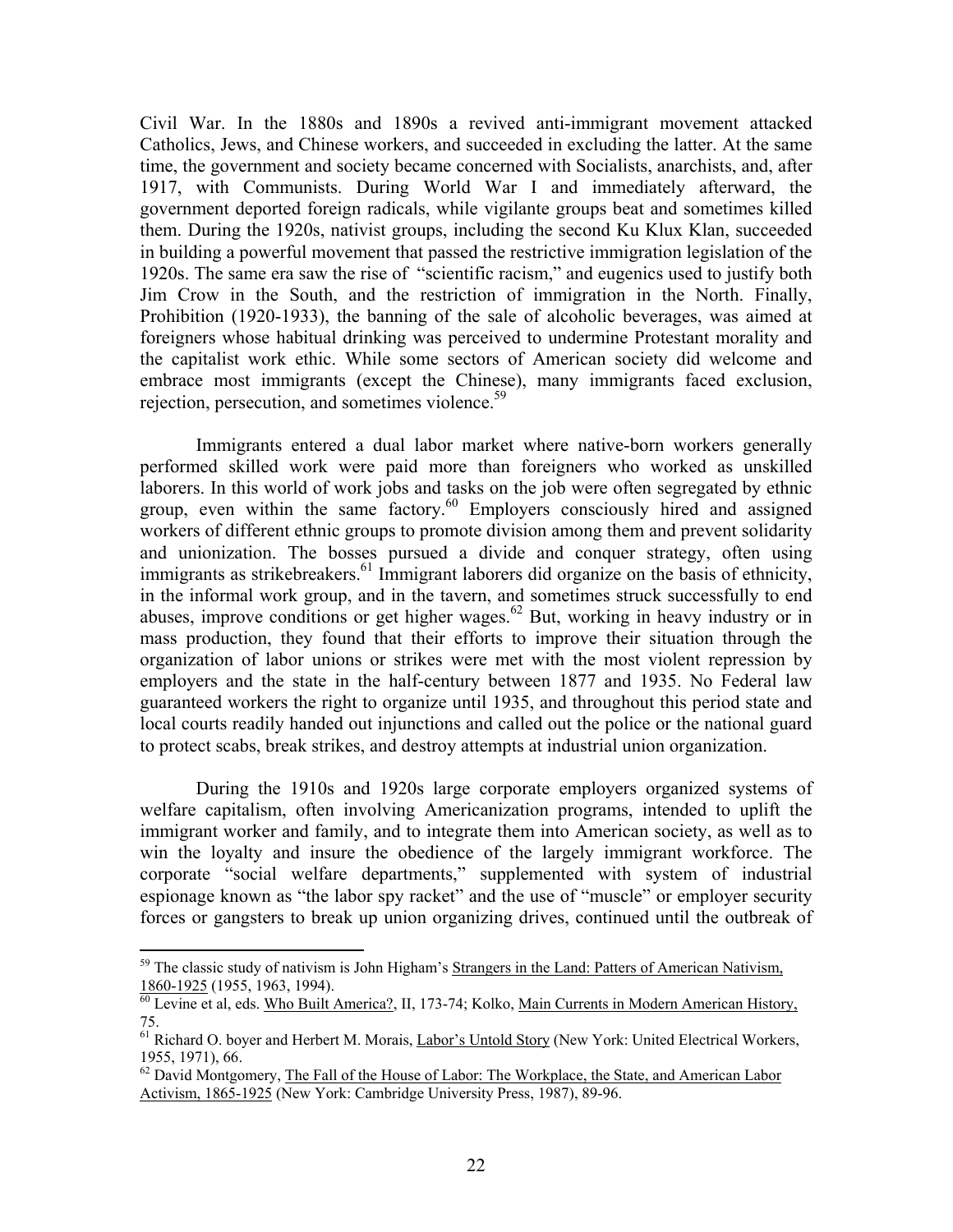Civil War. In the 1880s and 1890s a revived anti-immigrant movement attacked Catholics, Jews, and Chinese workers, and succeeded in excluding the latter. At the same time, the government and society became concerned with Socialists, anarchists, and, after 1917, with Communists. During World War I and immediately afterward, the government deported foreign radicals, while vigilante groups beat and sometimes killed them. During the 1920s, nativist groups, including the second Ku Klux Klan, succeeded in building a powerful movement that passed the restrictive immigration legislation of the 1920s. The same era saw the rise of "scientific racism," and eugenics used to justify both Jim Crow in the South, and the restriction of immigration in the North. Finally, Prohibition (1920-1933), the banning of the sale of alcoholic beverages, was aimed at foreigners whose habitual drinking was perceived to undermine Protestant morality and the capitalist work ethic. While some sectors of American society did welcome and embrace most immigrants (except the Chinese), many immigrants faced exclusion, rejection, persecution, and sometimes violence.[59]

Immigrants entered a dual labor market where native-born workers generally performed skilled work were paid more than foreigners who worked as unskilled laborers. In this world of work jobs and tasks on the job were often segregated by ethnic group, even within the same factory.[60] Employers consciously hired and assigned workers of different ethnic groups to promote division among them and prevent solidarity and unionization. The bosses pursued a divide and conquer strategy, often using immigrants as strikebreakers.[61] Immigrant laborers did organize on the basis of ethnicity, in the informal work group, and in the tavern, and sometimes struck successfully to end abuses, improve conditions or get higher wages.[62] But, working in heavy industry or in mass production, they found that their efforts to improve their situation through the organization of labor unions or strikes were met with the most violent repression by employers and the state in the half-century between 1877 and 1935. No Federal law guaranteed workers the right to organize until 1935, and throughout this period state and local courts readily handed out injunctions and called out the police or the national guard to protect scabs, break strikes, and destroy attempts at industrial union organization.

During the 1910s and 1920s large corporate employers organized systems of welfare capitalism, often involving Americanization programs, intended to uplift the immigrant worker and family, and to integrate them into American society, as well as to win the loyalty and insure the obedience of the largely immigrant workforce. The corporate "social welfare departments," supplemented with system of industrial espionage known as "the labor spy racket" and the use of "muscle" or employer security forces or gangsters to break up union organizing drives, continued until the outbreak of

---

[59] The classic study of nativism is John Higham's Strangers in the Land: Patters of American Nativism, 1860-1925 (1955, 1963, 1994).

[60] Levine et al, eds. Who Built America?, II, 173-74; Kolko, Main Currents in Modern American History, 75.

[61] Richard O. boyer and Herbert M. Morais, Labor's Untold Story (New York: United Electrical Workers, 1955, 1971), 66.

[62] David Montgomery, The Fall of the House of Labor: The Workplace, the State, and American Labor Activism, 1865-1925 (New York: Cambridge University Press, 1987), 89-96.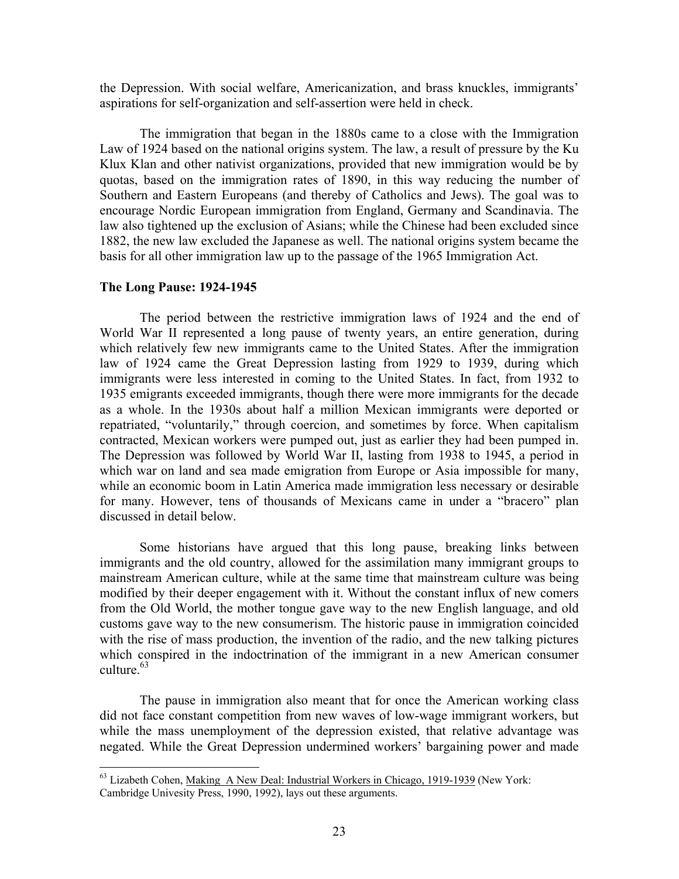the Depression. With social welfare, Americanization, and brass knuckles, immigrants' aspirations for self-organization and self-assertion were held in check.

The immigration that began in the 1880s came to a close with the Immigration Law of 1924 based on the national origins system. The law, a result of pressure by the Ku Klux Klan and other nativist organizations, provided that new immigration would be by quotas, based on the immigration rates of 1890, in this way reducing the number of Southern and Eastern Europeans (and thereby of Catholics and Jews). The goal was to encourage Nordic European immigration from England, Germany and Scandinavia. The law also tightened up the exclusion of Asians; while the Chinese had been excluded since 1882, the new law excluded the Japanese as well. The national origins system became the basis for all other immigration law up to the passage of the 1965 Immigration Act.

**The Long Pause: 1924-1945**

The period between the restrictive immigration laws of 1924 and the end of World War II represented a long pause of twenty years, an entire generation, during which relatively few new immigrants came to the United States. After the immigration law of 1924 came the Great Depression lasting from 1929 to 1939, during which immigrants were less interested in coming to the United States. In fact, from 1932 to 1935 emigrants exceeded immigrants, though there were more immigrants for the decade as a whole. In the 1930s about half a million Mexican immigrants were deported or repatriated, "voluntarily," through coercion, and sometimes by force. When capitalism contracted, Mexican workers were pumped out, just as earlier they had been pumped in. The Depression was followed by World War II, lasting from 1938 to 1945, a period in which war on land and sea made emigration from Europe or Asia impossible for many, while an economic boom in Latin America made immigration less necessary or desirable for many. However, tens of thousands of Mexicans came in under a "bracero" plan discussed in detail below.

Some historians have argued that this long pause, breaking links between immigrants and the old country, allowed for the assimilation many immigrant groups to mainstream American culture, while at the same time that mainstream culture was being modified by their deeper engagement with it. Without the constant influx of new comers from the Old World, the mother tongue gave way to the new English language, and old customs gave way to the new consumerism. The historic pause in immigration coincided with the rise of mass production, the invention of the radio, and the new talking pictures which conspired in the indoctrination of the immigrant in a new American consumer culture.[63]

The pause in immigration also meant that for once the American working class did not face constant competition from new waves of low-wage immigrant workers, but while the mass unemployment of the depression existed, that relative advantage was negated. While the Great Depression undermined workers' bargaining power and made

[63] Lizabeth Cohen, Making A New Deal: Industrial Workers in Chicago, 1919-1939 (New York: Cambridge Univesity Press, 1990, 1992), lays out these arguments.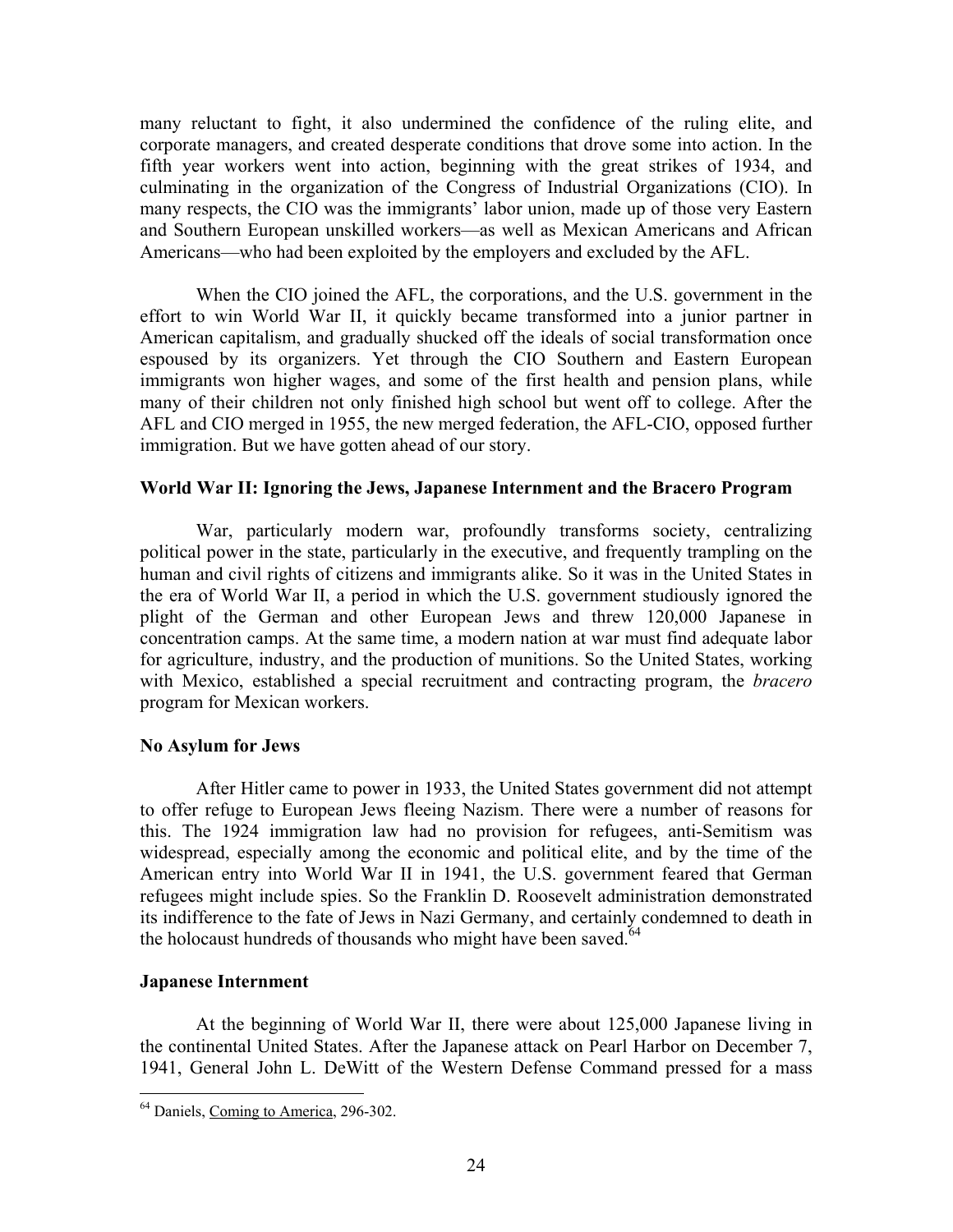many reluctant to fight, it also undermined the confidence of the ruling elite, and corporate managers, and created desperate conditions that drove some into action. In the fifth year workers went into action, beginning with the great strikes of 1934, and culminating in the organization of the Congress of Industrial Organizations (CIO). In many respects, the CIO was the immigrants' labor union, made up of those very Eastern and Southern European unskilled workers—as well as Mexican Americans and African Americans—who had been exploited by the employers and excluded by the AFL.

When the CIO joined the AFL, the corporations, and the U.S. government in the effort to win World War II, it quickly became transformed into a junior partner in American capitalism, and gradually shucked off the ideals of social transformation once espoused by its organizers. Yet through the CIO Southern and Eastern European immigrants won higher wages, and some of the first health and pension plans, while many of their children not only finished high school but went off to college. After the AFL and CIO merged in 1955, the new merged federation, the AFL-CIO, opposed further immigration. But we have gotten ahead of our story.

**World War II: Ignoring the Jews, Japanese Internment and the Bracero Program**

War, particularly modern war, profoundly transforms society, centralizing political power in the state, particularly in the executive, and frequently trampling on the human and civil rights of citizens and immigrants alike. So it was in the United States in the era of World War II, a period in which the U.S. government studiously ignored the plight of the German and other European Jews and threw 120,000 Japanese in concentration camps. At the same time, a modern nation at war must find adequate labor for agriculture, industry, and the production of munitions. So the United States, working with Mexico, established a special recruitment and contracting program, the *bracero* program for Mexican workers.

**No Asylum for Jews**

After Hitler came to power in 1933, the United States government did not attempt to offer refuge to European Jews fleeing Nazism. There were a number of reasons for this. The 1924 immigration law had no provision for refugees, anti-Semitism was widespread, especially among the economic and political elite, and by the time of the American entry into World War II in 1941, the U.S. government feared that German refugees might include spies. So the Franklin D. Roosevelt administration demonstrated its indifference to the fate of Jews in Nazi Germany, and certainly condemned to death in the holocaust hundreds of thousands who might have been saved.[64]

**Japanese Internment**

At the beginning of World War II, there were about 125,000 Japanese living in the continental United States. After the Japanese attack on Pearl Harbor on December 7, 1941, General John L. DeWitt of the Western Defense Command pressed for a mass

[64] Daniels, Coming to America, 296-302.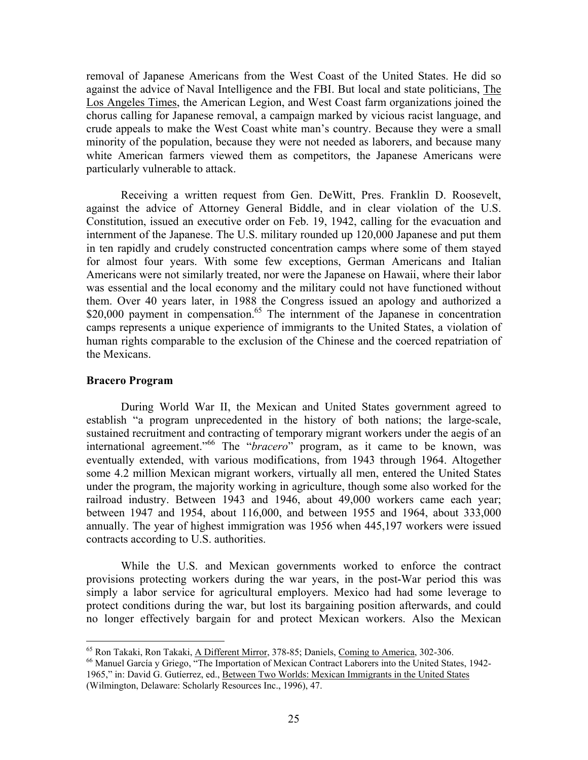removal of Japanese Americans from the West Coast of the United States. He did so against the advice of Naval Intelligence and the FBI. But local and state politicians, The Los Angeles Times, the American Legion, and West Coast farm organizations joined the chorus calling for Japanese removal, a campaign marked by vicious racist language, and crude appeals to make the West Coast white man's country. Because they were a small minority of the population, because they were not needed as laborers, and because many white American farmers viewed them as competitors, the Japanese Americans were particularly vulnerable to attack.

Receiving a written request from Gen. DeWitt, Pres. Franklin D. Roosevelt, against the advice of Attorney General Biddle, and in clear violation of the U.S. Constitution, issued an executive order on Feb. 19, 1942, calling for the evacuation and internment of the Japanese. The U.S. military rounded up 120,000 Japanese and put them in ten rapidly and crudely constructed concentration camps where some of them stayed for almost four years. With some few exceptions, German Americans and Italian Americans were not similarly treated, nor were the Japanese on Hawaii, where their labor was essential and the local economy and the military could not have functioned without them. Over 40 years later, in 1988 the Congress issued an apology and authorized a $20,000 payment in compensation.[65] The internment of the Japanese in concentration camps represents a unique experience of immigrants to the United States, a violation of human rights comparable to the exclusion of the Chinese and the coerced repatriation of the Mexicans.

**Bracero Program**

During World War II, the Mexican and United States government agreed to establish "a program unprecedented in the history of both nations; the large-scale, sustained recruitment and contracting of temporary migrant workers under the aegis of an international agreement."[66] The "*bracero*" program, as it came to be known, was eventually extended, with various modifications, from 1943 through 1964. Altogether some 4.2 million Mexican migrant workers, virtually all men, entered the United States under the program, the majority working in agriculture, though some also worked for the railroad industry. Between 1943 and 1946, about 49,000 workers came each year; between 1947 and 1954, about 116,000, and between 1955 and 1964, about 333,000 annually. The year of highest immigration was 1956 when 445,197 workers were issued contracts according to U.S. authorities.

While the U.S. and Mexican governments worked to enforce the contract provisions protecting workers during the war years, in the post-War period this was simply a labor service for agricultural employers. Mexico had had some leverage to protect conditions during the war, but lost its bargaining position afterwards, and could no longer effectively bargain for and protect Mexican workers. Also the Mexican

---

[65] Ron Takaki, Ron Takaki, A Different Mirror, 378-85; Daniels, Coming to America, 302-306.

[66] Manuel García y Griego, "The Importation of Mexican Contract Laborers into the United States, 1942-1965," in: David G. Gutíerrez, ed., Between Two Worlds: Mexican Immigrants in the United States (Wilmington, Delaware: Scholarly Resources Inc., 1996), 47.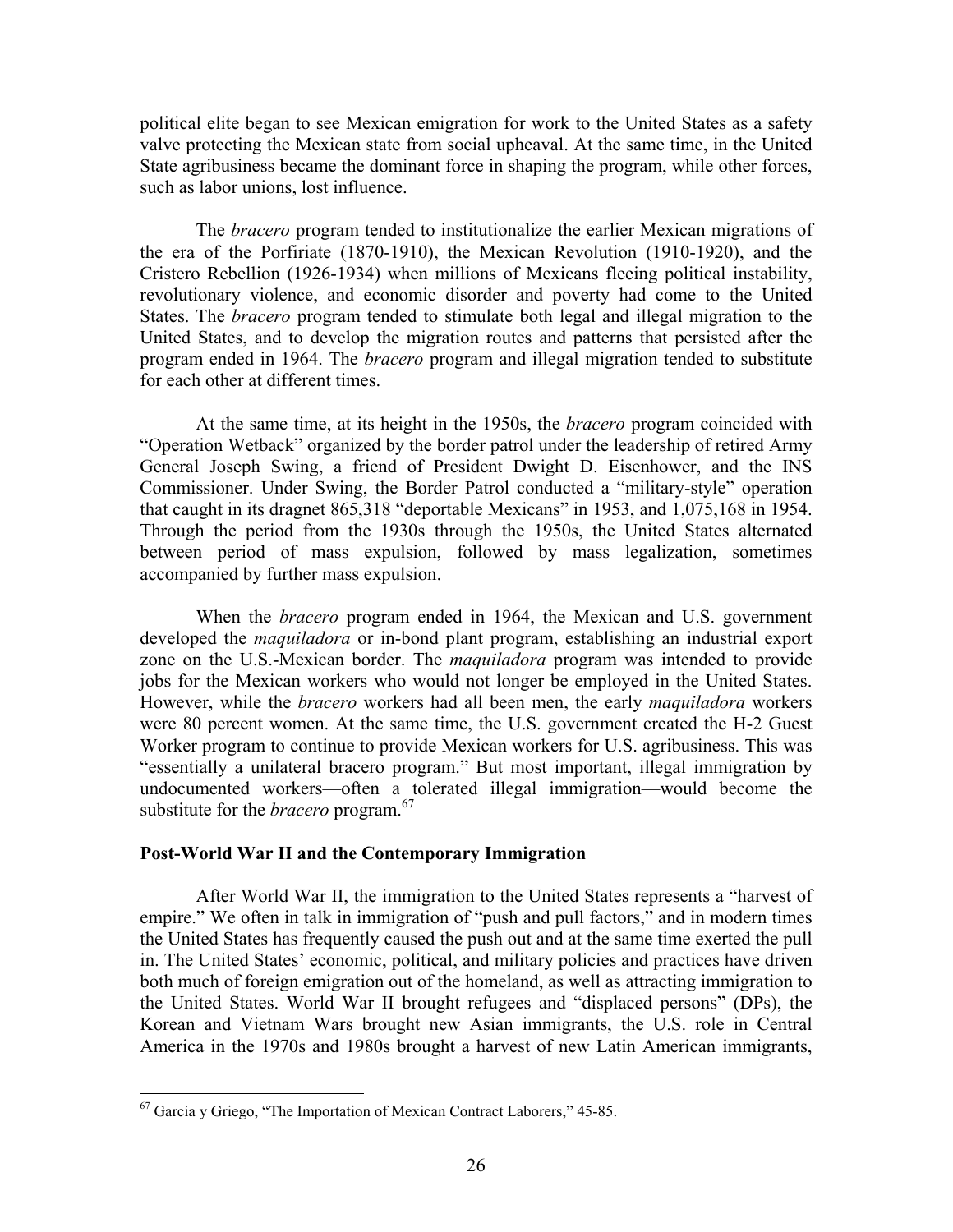political elite began to see Mexican emigration for work to the United States as a safety valve protecting the Mexican state from social upheaval. At the same time, in the United State agribusiness became the dominant force in shaping the program, while other forces, such as labor unions, lost influence.

The *bracero* program tended to institutionalize the earlier Mexican migrations of the era of the Porfiriate (1870-1910), the Mexican Revolution (1910-1920), and the Cristero Rebellion (1926-1934) when millions of Mexicans fleeing political instability, revolutionary violence, and economic disorder and poverty had come to the United States. The *bracero* program tended to stimulate both legal and illegal migration to the United States, and to develop the migration routes and patterns that persisted after the program ended in 1964. The *bracero* program and illegal migration tended to substitute for each other at different times.

At the same time, at its height in the 1950s, the *bracero* program coincided with "Operation Wetback" organized by the border patrol under the leadership of retired Army General Joseph Swing, a friend of President Dwight D. Eisenhower, and the INS Commissioner. Under Swing, the Border Patrol conducted a "military-style" operation that caught in its dragnet 865,318 "deportable Mexicans" in 1953, and 1,075,168 in 1954. Through the period from the 1930s through the 1950s, the United States alternated between period of mass expulsion, followed by mass legalization, sometimes accompanied by further mass expulsion.

When the *bracero* program ended in 1964, the Mexican and U.S. government developed the *maquiladora* or in-bond plant program, establishing an industrial export zone on the U.S.-Mexican border. The *maquiladora* program was intended to provide jobs for the Mexican workers who would not longer be employed in the United States. However, while the *bracero* workers had all been men, the early *maquiladora* workers were 80 percent women. At the same time, the U.S. government created the H-2 Guest Worker program to continue to provide Mexican workers for U.S. agribusiness. This was "essentially a unilateral bracero program." But most important, illegal immigration by undocumented workers—often a tolerated illegal immigration—would become the substitute for the *bracero* program.[67]

### Post-World War II and the Contemporary Immigration

After World War II, the immigration to the United States represents a "harvest of empire." We often in talk in immigration of "push and pull factors," and in modern times the United States has frequently caused the push out and at the same time exerted the pull in. The United States' economic, political, and military policies and practices have driven both much of foreign emigration out of the homeland, as well as attracting immigration to the United States. World War II brought refugees and "displaced persons" (DPs), the Korean and Vietnam Wars brought new Asian immigrants, the U.S. role in Central America in the 1970s and 1980s brought a harvest of new Latin American immigrants,

[67] García y Griego, "The Importation of Mexican Contract Laborers," 45-85.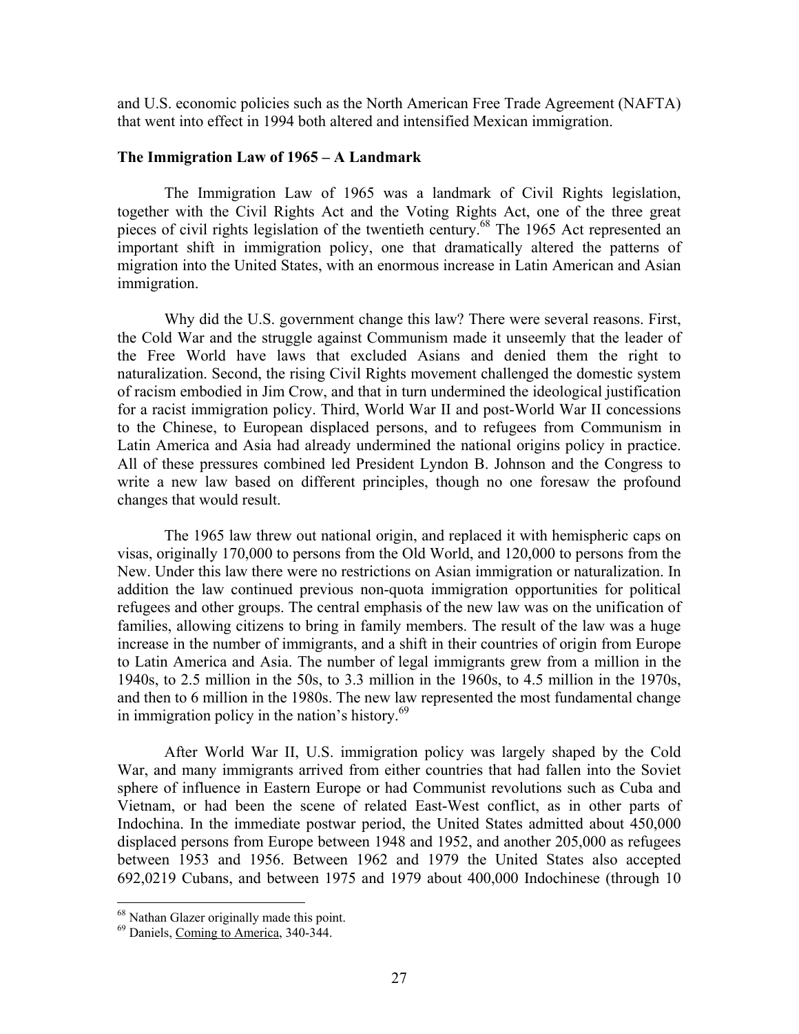and U.S. economic policies such as the North American Free Trade Agreement (NAFTA) that went into effect in 1994 both altered and intensified Mexican immigration.

### The Immigration Law of 1965 – A Landmark

The Immigration Law of 1965 was a landmark of Civil Rights legislation, together with the Civil Rights Act and the Voting Rights Act, one of the three great pieces of civil rights legislation of the twentieth century.[68] The 1965 Act represented an important shift in immigration policy, one that dramatically altered the patterns of migration into the United States, with an enormous increase in Latin American and Asian immigration.

Why did the U.S. government change this law? There were several reasons. First, the Cold War and the struggle against Communism made it unseemly that the leader of the Free World have laws that excluded Asians and denied them the right to naturalization. Second, the rising Civil Rights movement challenged the domestic system of racism embodied in Jim Crow, and that in turn undermined the ideological justification for a racist immigration policy. Third, World War II and post-World War II concessions to the Chinese, to European displaced persons, and to refugees from Communism in Latin America and Asia had already undermined the national origins policy in practice. All of these pressures combined led President Lyndon B. Johnson and the Congress to write a new law based on different principles, though no one foresaw the profound changes that would result.

The 1965 law threw out national origin, and replaced it with hemispheric caps on visas, originally 170,000 to persons from the Old World, and 120,000 to persons from the New. Under this law there were no restrictions on Asian immigration or naturalization. In addition the law continued previous non-quota immigration opportunities for political refugees and other groups. The central emphasis of the new law was on the unification of families, allowing citizens to bring in family members. The result of the law was a huge increase in the number of immigrants, and a shift in their countries of origin from Europe to Latin America and Asia. The number of legal immigrants grew from a million in the 1940s, to 2.5 million in the 50s, to 3.3 million in the 1960s, to 4.5 million in the 1970s, and then to 6 million in the 1980s. The new law represented the most fundamental change in immigration policy in the nation's history.[69]

After World War II, U.S. immigration policy was largely shaped by the Cold War, and many immigrants arrived from either countries that had fallen into the Soviet sphere of influence in Eastern Europe or had Communist revolutions such as Cuba and Vietnam, or had been the scene of related East-West conflict, as in other parts of Indochina. In the immediate postwar period, the United States admitted about 450,000 displaced persons from Europe between 1948 and 1952, and another 205,000 as refugees between 1953 and 1956. Between 1962 and 1979 the United States also accepted 692,0219 Cubans, and between 1975 and 1979 about 400,000 Indochinese (through 10

[68] Nathan Glazer originally made this point.

[69] Daniels, Coming to America, 340-344.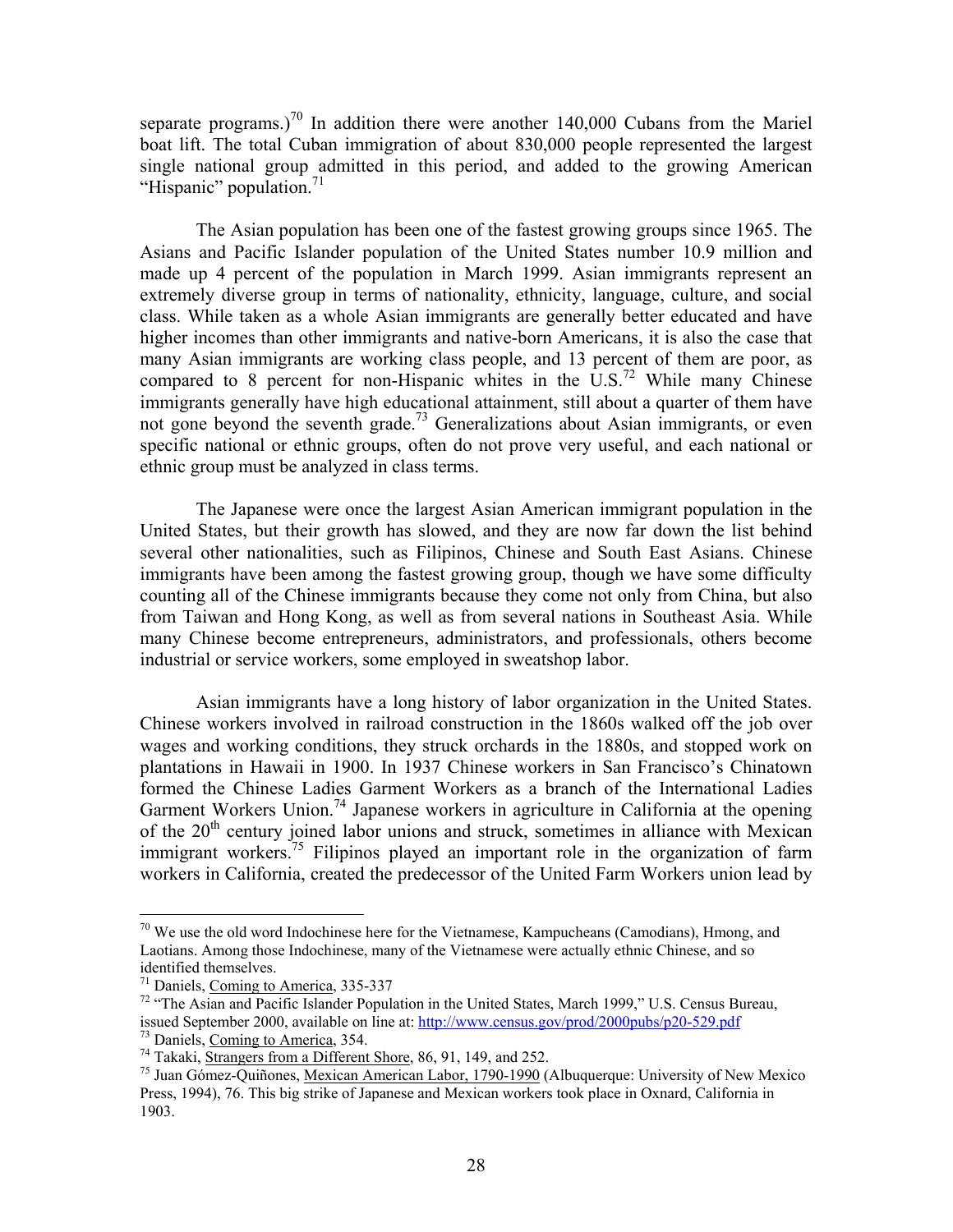separate programs.)[70] In addition there were another 140,000 Cubans from the Mariel boat lift. The total Cuban immigration of about 830,000 people represented the largest single national group admitted in this period, and added to the growing American "Hispanic" population.[71]

The Asian population has been one of the fastest growing groups since 1965. The Asians and Pacific Islander population of the United States number 10.9 million and made up 4 percent of the population in March 1999. Asian immigrants represent an extremely diverse group in terms of nationality, ethnicity, language, culture, and social class. While taken as a whole Asian immigrants are generally better educated and have higher incomes than other immigrants and native-born Americans, it is also the case that many Asian immigrants are working class people, and 13 percent of them are poor, as compared to 8 percent for non-Hispanic whites in the U.S.[72] While many Chinese immigrants generally have high educational attainment, still about a quarter of them have not gone beyond the seventh grade.[73] Generalizations about Asian immigrants, or even specific national or ethnic groups, often do not prove very useful, and each national or ethnic group must be analyzed in class terms.

The Japanese were once the largest Asian American immigrant population in the United States, but their growth has slowed, and they are now far down the list behind several other nationalities, such as Filipinos, Chinese and South East Asians. Chinese immigrants have been among the fastest growing group, though we have some difficulty counting all of the Chinese immigrants because they come not only from China, but also from Taiwan and Hong Kong, as well as from several nations in Southeast Asia. While many Chinese become entrepreneurs, administrators, and professionals, others become industrial or service workers, some employed in sweatshop labor.

Asian immigrants have a long history of labor organization in the United States. Chinese workers involved in railroad construction in the 1860s walked off the job over wages and working conditions, they struck orchards in the 1880s, and stopped work on plantations in Hawaii in 1900. In 1937 Chinese workers in San Francisco's Chinatown formed the Chinese Ladies Garment Workers as a branch of the International Ladies Garment Workers Union.[74] Japanese workers in agriculture in California at the opening of the 20th century joined labor unions and struck, sometimes in alliance with Mexican immigrant workers.[75] Filipinos played an important role in the organization of farm workers in California, created the predecessor of the United Farm Workers union lead by

---

[70] We use the old word Indochinese here for the Vietnamese, Kampucheans (Camodians), Hmong, and Laotians. Among those Indochinese, many of the Vietnamese were actually ethnic Chinese, and so identified themselves.

[71] Daniels, Coming to America, 335-337

[72] "The Asian and Pacific Islander Population in the United States, March 1999," U.S. Census Bureau, issued September 2000, available on line at: http://www.census.gov/prod/2000pubs/p20-529.pdf

[73] Daniels, Coming to America, 354.

[74] Takaki, Strangers from a Different Shore, 86, 91, 149, and 252.

[75] Juan Gómez-Quiñones, Mexican American Labor, 1790-1990 (Albuquerque: University of New Mexico Press, 1994), 76. This big strike of Japanese and Mexican workers took place in Oxnard, California in 1903.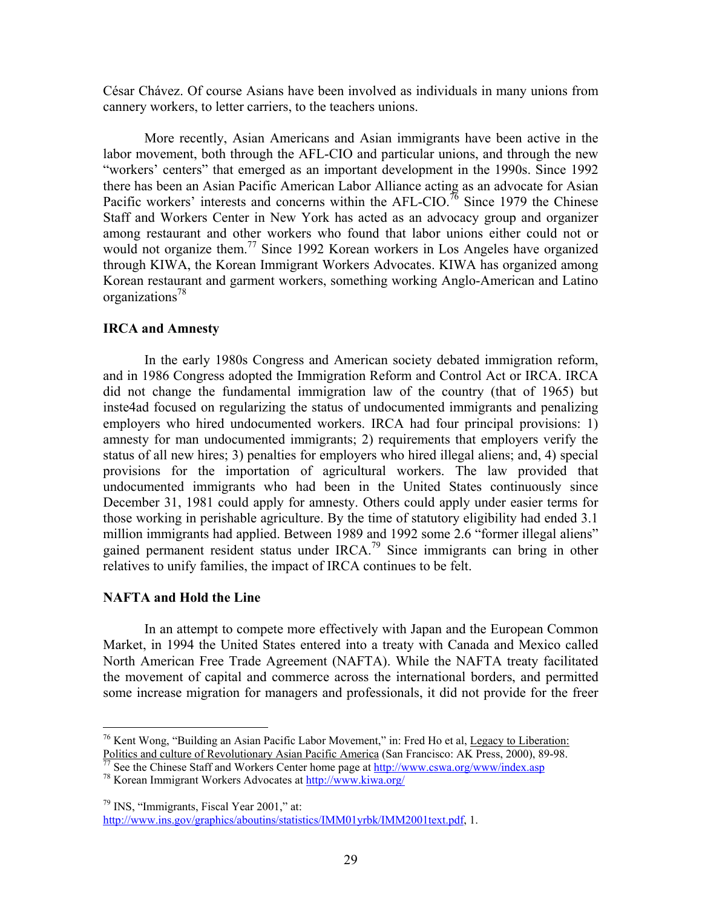César Chávez. Of course Asians have been involved as individuals in many unions from cannery workers, to letter carriers, to the teachers unions.

More recently, Asian Americans and Asian immigrants have been active in the labor movement, both through the AFL-CIO and particular unions, and through the new "workers' centers" that emerged as an important development in the 1990s. Since 1992 there has been an Asian Pacific American Labor Alliance acting as an advocate for Asian Pacific workers' interests and concerns within the AFL-CIO.[76] Since 1979 the Chinese Staff and Workers Center in New York has acted as an advocacy group and organizer among restaurant and other workers who found that labor unions either could not or would not organize them.[77] Since 1992 Korean workers in Los Angeles have organized through KIWA, the Korean Immigrant Workers Advocates. KIWA has organized among Korean restaurant and garment workers, something working Anglo-American and Latino organizations[78]

**IRCA and Amnesty**

In the early 1980s Congress and American society debated immigration reform, and in 1986 Congress adopted the Immigration Reform and Control Act or IRCA. IRCA did not change the fundamental immigration law of the country (that of 1965) but inste4ad focused on regularizing the status of undocumented immigrants and penalizing employers who hired undocumented workers. IRCA had four principal provisions: 1) amnesty for man undocumented immigrants; 2) requirements that employers verify the status of all new hires; 3) penalties for employers who hired illegal aliens; and, 4) special provisions for the importation of agricultural workers. The law provided that undocumented immigrants who had been in the United States continuously since December 31, 1981 could apply for amnesty. Others could apply under easier terms for those working in perishable agriculture. By the time of statutory eligibility had ended 3.1 million immigrants had applied. Between 1989 and 1992 some 2.6 "former illegal aliens" gained permanent resident status under IRCA.[79] Since immigrants can bring in other relatives to unify families, the impact of IRCA continues to be felt.

**NAFTA and Hold the Line**

In an attempt to compete more effectively with Japan and the European Common Market, in 1994 the United States entered into a treaty with Canada and Mexico called North American Free Trade Agreement (NAFTA). While the NAFTA treaty facilitated the movement of capital and commerce across the international borders, and permitted some increase migration for managers and professionals, it did not provide for the freer

---

[76] Kent Wong, "Building an Asian Pacific Labor Movement," in: Fred Ho et al, Legacy to Liberation: Politics and culture of Revolutionary Asian Pacific America (San Francisco: AK Press, 2000), 89-98.

[77] See the Chinese Staff and Workers Center home page at http://www.cswa.org/www/index.asp

[78] Korean Immigrant Workers Advocates at http://www.kiwa.org/

[79] INS, "Immigrants, Fiscal Year 2001," at: http://www.ins.gov/graphics/aboutins/statistics/IMM01yrbk/IMM2001text.pdf, 1.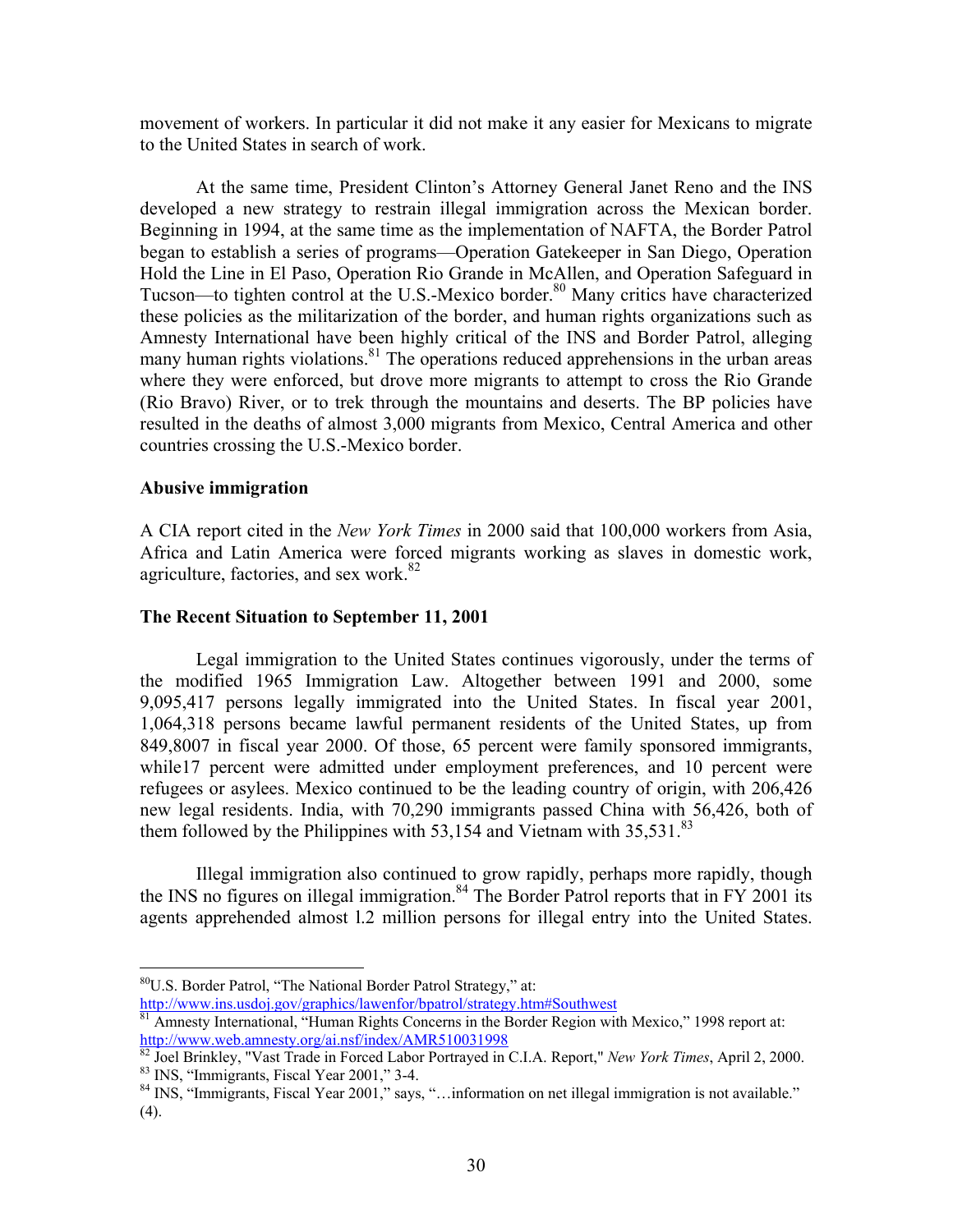movement of workers. In particular it did not make it any easier for Mexicans to migrate to the United States in search of work.

At the same time, President Clinton's Attorney General Janet Reno and the INS developed a new strategy to restrain illegal immigration across the Mexican border. Beginning in 1994, at the same time as the implementation of NAFTA, the Border Patrol began to establish a series of programs—Operation Gatekeeper in San Diego, Operation Hold the Line in El Paso, Operation Rio Grande in McAllen, and Operation Safeguard in Tucson—to tighten control at the U.S.-Mexico border.[80] Many critics have characterized these policies as the militarization of the border, and human rights organizations such as Amnesty International have been highly critical of the INS and Border Patrol, alleging many human rights violations.[81] The operations reduced apprehensions in the urban areas where they were enforced, but drove more migrants to attempt to cross the Rio Grande (Rio Bravo) River, or to trek through the mountains and deserts. The BP policies have resulted in the deaths of almost 3,000 migrants from Mexico, Central America and other countries crossing the U.S.-Mexico border.

**Abusive immigration**

A CIA report cited in the *New York Times* in 2000 said that 100,000 workers from Asia, Africa and Latin America were forced migrants working as slaves in domestic work, agriculture, factories, and sex work.[82]

**The Recent Situation to September 11, 2001**

Legal immigration to the United States continues vigorously, under the terms of the modified 1965 Immigration Law. Altogether between 1991 and 2000, some 9,095,417 persons legally immigrated into the United States. In fiscal year 2001, 1,064,318 persons became lawful permanent residents of the United States, up from 849,8007 in fiscal year 2000. Of those, 65 percent were family sponsored immigrants, while17 percent were admitted under employment preferences, and 10 percent were refugees or asylees. Mexico continued to be the leading country of origin, with 206,426 new legal residents. India, with 70,290 immigrants passed China with 56,426, both of them followed by the Philippines with 53,154 and Vietnam with 35,531.[83]

Illegal immigration also continued to grow rapidly, perhaps more rapidly, though the INS no figures on illegal immigration.[84] The Border Patrol reports that in FY 2001 its agents apprehended almost l.2 million persons for illegal entry into the United States.

---

[80] U.S. Border Patrol, "The National Border Patrol Strategy," at: http://www.ins.usdoj.gov/graphics/lawenfor/bpatrol/strategy.htm#Southwest

[81] Amnesty International, "Human Rights Concerns in the Border Region with Mexico," 1998 report at: http://www.web.amnesty.org/ai.nsf/index/AMR510031998

[82] Joel Brinkley, "Vast Trade in Forced Labor Portrayed in C.I.A. Report," *New York Times*, April 2, 2000.

[83] INS, "Immigrants, Fiscal Year 2001," 3-4.

[84] INS, "Immigrants, Fiscal Year 2001," says, "…information on net illegal immigration is not available." (4).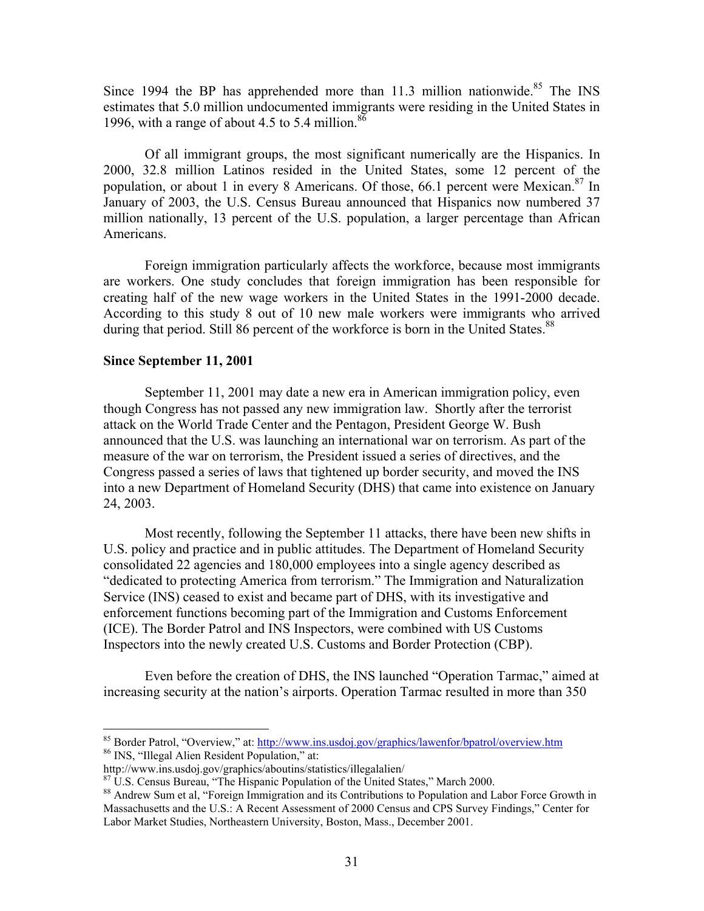Since 1994 the BP has apprehended more than 11.3 million nationwide.[85] The INS estimates that 5.0 million undocumented immigrants were residing in the United States in 1996, with a range of about 4.5 to 5.4 million.[86]

Of all immigrant groups, the most significant numerically are the Hispanics. In 2000, 32.8 million Latinos resided in the United States, some 12 percent of the population, or about 1 in every 8 Americans. Of those, 66.1 percent were Mexican.[87] In January of 2003, the U.S. Census Bureau announced that Hispanics now numbered 37 million nationally, 13 percent of the U.S. population, a larger percentage than African Americans.

Foreign immigration particularly affects the workforce, because most immigrants are workers. One study concludes that foreign immigration has been responsible for creating half of the new wage workers in the United States in the 1991-2000 decade. According to this study 8 out of 10 new male workers were immigrants who arrived during that period. Still 86 percent of the workforce is born in the United States.[88]

**Since September 11, 2001**

September 11, 2001 may date a new era in American immigration policy, even though Congress has not passed any new immigration law. Shortly after the terrorist attack on the World Trade Center and the Pentagon, President George W. Bush announced that the U.S. was launching an international war on terrorism. As part of the measure of the war on terrorism, the President issued a series of directives, and the Congress passed a series of laws that tightened up border security, and moved the INS into a new Department of Homeland Security (DHS) that came into existence on January 24, 2003.

Most recently, following the September 11 attacks, there have been new shifts in U.S. policy and practice and in public attitudes. The Department of Homeland Security consolidated 22 agencies and 180,000 employees into a single agency described as "dedicated to protecting America from terrorism." The Immigration and Naturalization Service (INS) ceased to exist and became part of DHS, with its investigative and enforcement functions becoming part of the Immigration and Customs Enforcement (ICE). The Border Patrol and INS Inspectors, were combined with US Customs Inspectors into the newly created U.S. Customs and Border Protection (CBP).

Even before the creation of DHS, the INS launched "Operation Tarmac," aimed at increasing security at the nation's airports. Operation Tarmac resulted in more than 350

---

[85] Border Patrol, "Overview," at: http://www.ins.usdoj.gov/graphics/lawenfor/bpatrol/overview.htm

[86] INS, "Illegal Alien Resident Population," at: http://www.ins.usdoj.gov/graphics/aboutins/statistics/illegalalien/

[87] U.S. Census Bureau, "The Hispanic Population of the United States," March 2000.

[88] Andrew Sum et al, "Foreign Immigration and its Contributions to Population and Labor Force Growth in Massachusetts and the U.S.: A Recent Assessment of 2000 Census and CPS Survey Findings," Center for Labor Market Studies, Northeastern University, Boston, Mass., December 2001.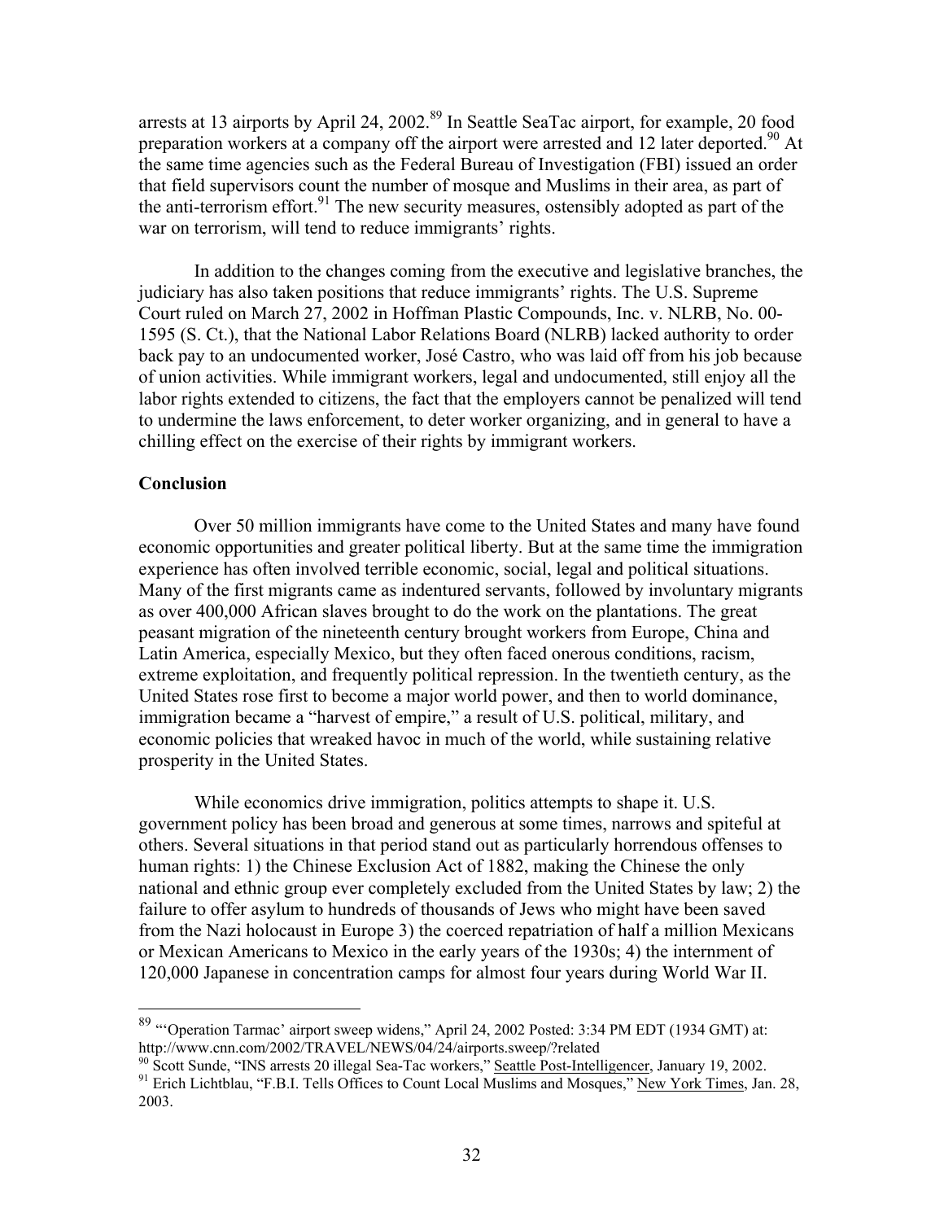arrests at 13 airports by April 24, 2002.[89] In Seattle SeaTac airport, for example, 20 food preparation workers at a company off the airport were arrested and 12 later deported.[90] At the same time agencies such as the Federal Bureau of Investigation (FBI) issued an order that field supervisors count the number of mosque and Muslims in their area, as part of the anti-terrorism effort.[91] The new security measures, ostensibly adopted as part of the war on terrorism, will tend to reduce immigrants' rights.

In addition to the changes coming from the executive and legislative branches, the judiciary has also taken positions that reduce immigrants' rights. The U.S. Supreme Court ruled on March 27, 2002 in Hoffman Plastic Compounds, Inc. v. NLRB, No. 00-1595 (S. Ct.), that the National Labor Relations Board (NLRB) lacked authority to order back pay to an undocumented worker, José Castro, who was laid off from his job because of union activities. While immigrant workers, legal and undocumented, still enjoy all the labor rights extended to citizens, the fact that the employers cannot be penalized will tend to undermine the laws enforcement, to deter worker organizing, and in general to have a chilling effect on the exercise of their rights by immigrant workers.

**Conclusion**

Over 50 million immigrants have come to the United States and many have found economic opportunities and greater political liberty. But at the same time the immigration experience has often involved terrible economic, social, legal and political situations. Many of the first migrants came as indentured servants, followed by involuntary migrants as over 400,000 African slaves brought to do the work on the plantations. The great peasant migration of the nineteenth century brought workers from Europe, China and Latin America, especially Mexico, but they often faced onerous conditions, racism, extreme exploitation, and frequently political repression. In the twentieth century, as the United States rose first to become a major world power, and then to world dominance, immigration became a "harvest of empire," a result of U.S. political, military, and economic policies that wreaked havoc in much of the world, while sustaining relative prosperity in the United States.

While economics drive immigration, politics attempts to shape it. U.S. government policy has been broad and generous at some times, narrows and spiteful at others. Several situations in that period stand out as particularly horrendous offenses to human rights: 1) the Chinese Exclusion Act of 1882, making the Chinese the only national and ethnic group ever completely excluded from the United States by law; 2) the failure to offer asylum to hundreds of thousands of Jews who might have been saved from the Nazi holocaust in Europe 3) the coerced repatriation of half a million Mexicans or Mexican Americans to Mexico in the early years of the 1930s; 4) the internment of 120,000 Japanese in concentration camps for almost four years during World War II.

---

[89] "'Operation Tarmac' airport sweep widens," April 24, 2002 Posted: 3:34 PM EDT (1934 GMT) at: http://www.cnn.com/2002/TRAVEL/NEWS/04/24/airports.sweep/?related

[90] Scott Sunde, "INS arrests 20 illegal Sea-Tac workers," Seattle Post-Intelligencer, January 19, 2002.

[91] Erich Lichtblau, "F.B.I. Tells Offices to Count Local Muslims and Mosques," New York Times, Jan. 28, 2003.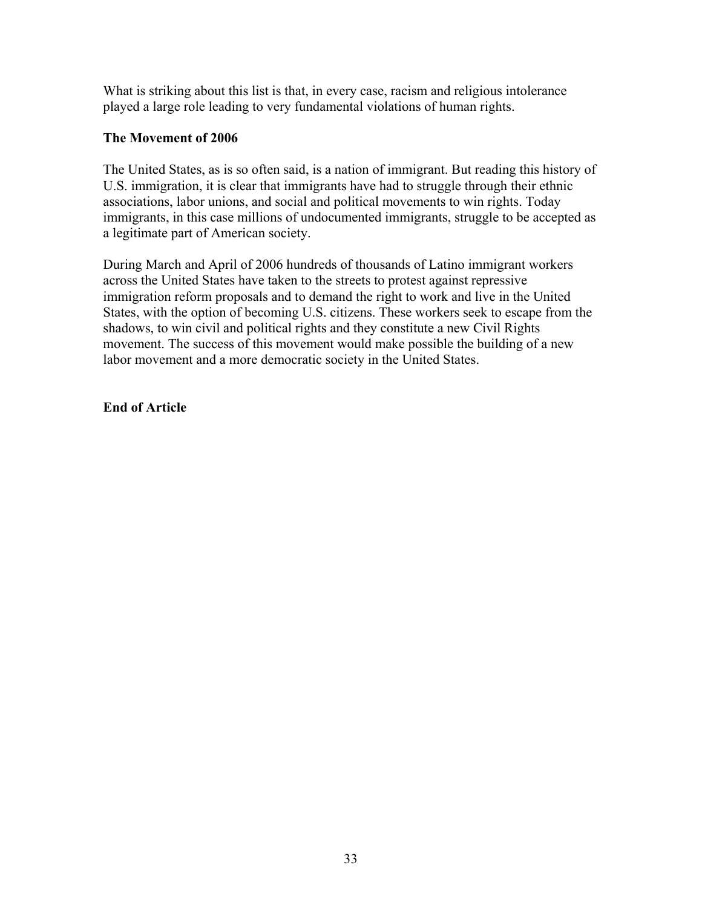What is striking about this list is that, in every case, racism and religious intolerance played a large role leading to very fundamental violations of human rights.

**The Movement of 2006**

The United States, as is so often said, is a nation of immigrant. But reading this history of U.S. immigration, it is clear that immigrants have had to struggle through their ethnic associations, labor unions, and social and political movements to win rights. Today immigrants, in this case millions of undocumented immigrants, struggle to be accepted as a legitimate part of American society.

During March and April of 2006 hundreds of thousands of Latino immigrant workers across the United States have taken to the streets to protest against repressive immigration reform proposals and to demand the right to work and live in the United States, with the option of becoming U.S. citizens. These workers seek to escape from the shadows, to win civil and political rights and they constitute a new Civil Rights movement. The success of this movement would make possible the building of a new labor movement and a more democratic society in the United States.

**End of Article**